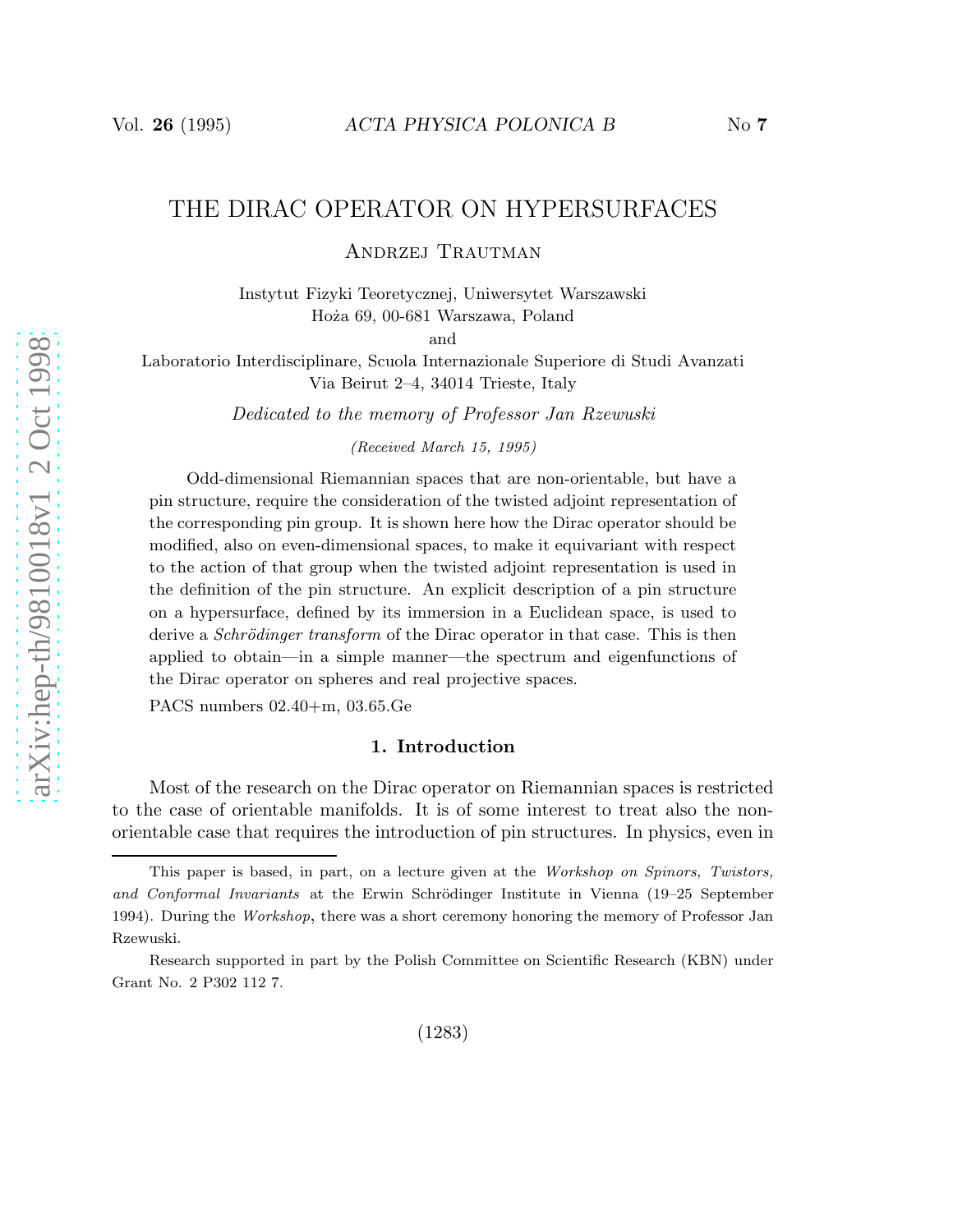# THE DIRAC OPERATOR ON HYPERSURFACES

Andrzej Trautman

Instytut Fizyki Teoretycznej, Uniwersytet Warszawski
Hoża 69, 00-681 Warszawa, Poland

and

Laboratorio Interdisciplinare, Scuola Internazionale Superiore di Studi Avanzati
Via Beirut 2–4, 34014 Trieste, Italy

*Dedicated to the memory of Professor Jan Rzewuski*

*(Received March 15, 1995)*

Odd-dimensional Riemannian spaces that are non-orientable, but have a pin structure, require the consideration of the twisted adjoint representation of the corresponding pin group. It is shown here how the Dirac operator should be modified, also on even-dimensional spaces, to make it equivariant with respect to the action of that group when the twisted adjoint representation is used in the definition of the pin structure. An explicit description of a pin structure on a hypersurface, defined by its immersion in a Euclidean space, is used to derive a *Schrödinger transform* of the Dirac operator in that case. This is then applied to obtain—in a simple manner—the spectrum and eigenfunctions of the Dirac operator on spheres and real projective spaces.

PACS numbers 02.40+m, 03.65.Ge

## 1. Introduction

Most of the research on the Dirac operator on Riemannian spaces is restricted to the case of orientable manifolds. It is of some interest to treat also the non-orientable case that requires the introduction of pin structures. In physics, even in

---

This paper is based, in part, on a lecture given at the *Workshop on Spinors, Twistors, and Conformal Invariants* at the Erwin Schrödinger Institute in Vienna (19–25 September 1994). During the *Workshop*, there was a short ceremony honoring the memory of Professor Jan Rzewuski.

Research supported in part by the Polish Committee on Scientific Research (KBN) under Grant No. 2 P302 112 7.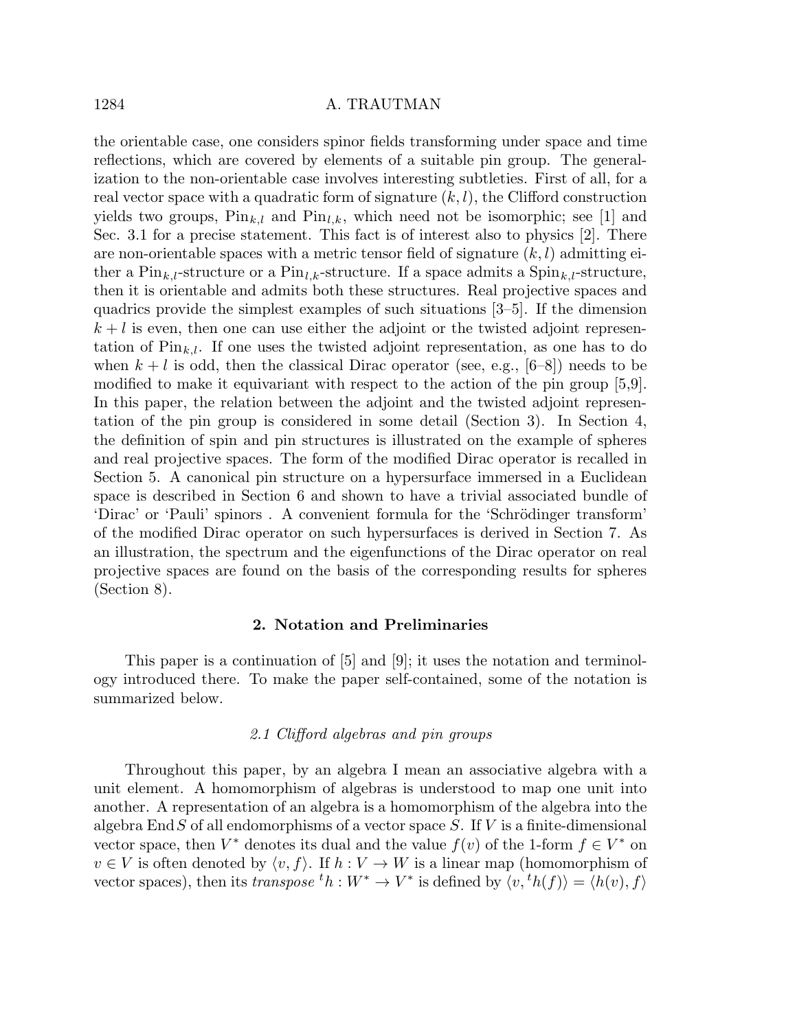the orientable case, one considers spinor fields transforming under space and time reflections, which are covered by elements of a suitable pin group. The generalization to the non-orientable case involves interesting subtleties. First of all, for a real vector space with a quadratic form of signature $(k, l)$, the Clifford construction yields two groups, $\mathrm{Pin}_{k,l}$ and $\mathrm{Pin}_{l,k}$, which need not be isomorphic; see [1] and Sec. 3.1 for a precise statement. This fact is of interest also to physics [2]. There are non-orientable spaces with a metric tensor field of signature $(k, l)$ admitting either a $\mathrm{Pin}_{k,l}$-structure or a $\mathrm{Pin}_{l,k}$-structure. If a space admits a $\mathrm{Spin}_{k,l}$-structure, then it is orientable and admits both these structures. Real projective spaces and quadrics provide the simplest examples of such situations [3–5]. If the dimension $k + l$ is even, then one can use either the adjoint or the twisted adjoint representation of $\mathrm{Pin}_{k,l}$. If one uses the twisted adjoint representation, as one has to do when $k + l$ is odd, then the classical Dirac operator (see, e.g., [6–8]) needs to be modified to make it equivariant with respect to the action of the pin group [5,9]. In this paper, the relation between the adjoint and the twisted adjoint representation of the pin group is considered in some detail (Section 3). In Section 4, the definition of spin and pin structures is illustrated on the example of spheres and real projective spaces. The form of the modified Dirac operator is recalled in Section 5. A canonical pin structure on a hypersurface immersed in a Euclidean space is described in Section 6 and shown to have a trivial associated bundle of 'Dirac' or 'Pauli' spinors . A convenient formula for the 'Schrödinger transform' of the modified Dirac operator on such hypersurfaces is derived in Section 7. As an illustration, the spectrum and the eigenfunctions of the Dirac operator on real projective spaces are found on the basis of the corresponding results for spheres (Section 8).

## 2. Notation and Preliminaries

This paper is a continuation of [5] and [9]; it uses the notation and terminology introduced there. To make the paper self-contained, some of the notation is summarized below.

### *2.1 Clifford algebras and pin groups*

Throughout this paper, by an algebra I mean an associative algebra with a unit element. A homomorphism of algebras is understood to map one unit into another. A representation of an algebra is a homomorphism of the algebra into the algebra $\operatorname{End} S$ of all endomorphisms of a vector space $S$. If $V$ is a finite-dimensional vector space, then $V^*$ denotes its dual and the value $f(v)$ of the 1-form $f \in V^*$ on $v \in V$ is often denoted by $\langle v, f\rangle$. If $h : V \to W$ is a linear map (homomorphism of vector spaces), then its *transpose* ${}^t h : W^* \to V^*$ is defined by $\langle v, {}^t h(f)\rangle = \langle h(v), f\rangle$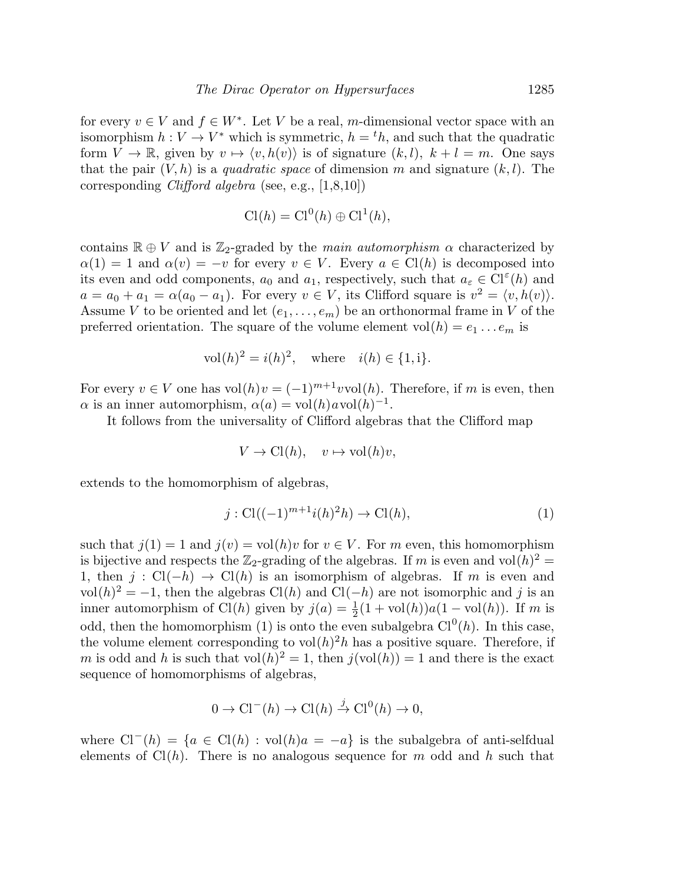for every $v \in V$ and $f \in W^*$. Let $V$ be a real, $m$-dimensional vector space with an isomorphism $h : V \to V^*$ which is symmetric, $h = {}^t h$, and such that the quadratic form $V \to \mathbb{R}$, given by $v \mapsto \langle v, h(v) \rangle$ is of signature $(k, l)$, $k + l = m$. One says that the pair $(V, h)$ is a *quadratic space* of dimension $m$ and signature $(k, l)$. The corresponding *Clifford algebra* (see, e.g., [1,8,10])

$$\mathrm{Cl}(h) = \mathrm{Cl}^0(h) \oplus \mathrm{Cl}^1(h),$$

contains $\mathbb{R} \oplus V$ and is $\mathbb{Z}_2$-graded by the *main automorphism* $\alpha$ characterized by $\alpha(1) = 1$ and $\alpha(v) = -v$ for every $v \in V$. Every $a \in \mathrm{Cl}(h)$ is decomposed into its even and odd components, $a_0$ and $a_1$, respectively, such that $a_\varepsilon \in \mathrm{Cl}^\varepsilon(h)$ and $a = a_0 + a_1 = \alpha(a_0 - a_1)$. For every $v \in V$, its Clifford square is $v^2 = \langle v, h(v) \rangle$. Assume $V$ to be oriented and let $(e_1, \dots, e_m)$ be an orthonormal frame in $V$ of the preferred orientation. The square of the volume element $\mathrm{vol}(h) = e_1 \dots e_m$ is

$$\mathrm{vol}(h)^2 = i(h)^2, \quad \text{where} \quad i(h) \in \{1, \mathrm{i}\}.$$

For every $v \in V$ one has $\mathrm{vol}(h)v = (-1)^{m+1} v \mathrm{vol}(h)$. Therefore, if $m$ is even, then $\alpha$ is an inner automorphism, $\alpha(a) = \mathrm{vol}(h) a \mathrm{vol}(h)^{-1}$.

It follows from the universality of Clifford algebras that the Clifford map

$$V \to \mathrm{Cl}(h), \quad v \mapsto \mathrm{vol}(h)v,$$

extends to the homomorphism of algebras,

$$j : \mathrm{Cl}((-1)^{m+1} i(h)^2 h) \to \mathrm{Cl}(h), \tag{1}$$

such that $j(1) = 1$ and $j(v) = \mathrm{vol}(h)v$ for $v \in V$. For $m$ even, this homomorphism is bijective and respects the $\mathbb{Z}_2$-grading of the algebras. If $m$ is even and $\mathrm{vol}(h)^2 = 1$, then $j : \mathrm{Cl}(-h) \to \mathrm{Cl}(h)$ is an isomorphism of algebras. If $m$ is even and $\mathrm{vol}(h)^2 = -1$, then the algebras $\mathrm{Cl}(h)$ and $\mathrm{Cl}(-h)$ are not isomorphic and $j$ is an inner automorphism of $\mathrm{Cl}(h)$ given by $j(a) = \frac{1}{2}(1 + \mathrm{vol}(h))a(1 - \mathrm{vol}(h))$. If $m$ is odd, then the homomorphism (1) is onto the even subalgebra $\mathrm{Cl}^0(h)$. In this case, the volume element corresponding to $\mathrm{vol}(h)^2 h$ has a positive square. Therefore, if $m$ is odd and $h$ is such that $\mathrm{vol}(h)^2 = 1$, then $j(\mathrm{vol}(h)) = 1$ and there is the exact sequence of homomorphisms of algebras,

$$0 \to \mathrm{Cl}^-(h) \to \mathrm{Cl}(h) \xrightarrow{j} \mathrm{Cl}^0(h) \to 0,$$

where $\mathrm{Cl}^-(h) = \{a \in \mathrm{Cl}(h) : \mathrm{vol}(h)a = -a\}$ is the subalgebra of anti-selfdual elements of $\mathrm{Cl}(h)$. There is no analogous sequence for $m$ odd and $h$ such that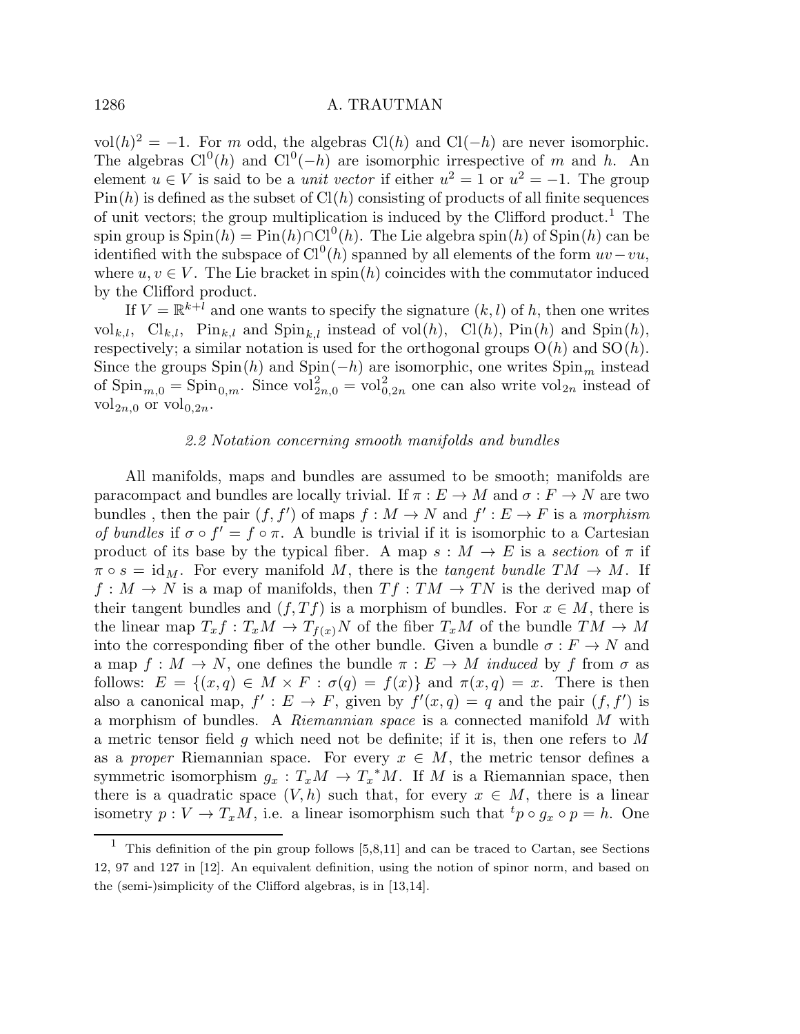$\mathrm{vol}(h)^2 = -1$. For $m$ odd, the algebras $\mathrm{Cl}(h)$ and $\mathrm{Cl}(-h)$ are never isomorphic. The algebras $\mathrm{Cl}^0(h)$ and $\mathrm{Cl}^0(-h)$ are isomorphic irrespective of $m$ and $h$. An element $u \in V$ is said to be a *unit vector* if either $u^2 = 1$ or $u^2 = -1$. The group $\mathrm{Pin}(h)$ is defined as the subset of $\mathrm{Cl}(h)$ consisting of products of all finite sequences of unit vectors; the group multiplication is induced by the Clifford product.[1] The spin group is $\mathrm{Spin}(h) = \mathrm{Pin}(h) \cap \mathrm{Cl}^0(h)$. The Lie algebra $\mathrm{spin}(h)$ of $\mathrm{Spin}(h)$ can be identified with the subspace of $\mathrm{Cl}^0(h)$ spanned by all elements of the form $uv - vu$, where $u, v \in V$. The Lie bracket in $\mathrm{spin}(h)$ coincides with the commutator induced by the Clifford product.

If $V = \mathbb{R}^{k+l}$ and one wants to specify the signature $(k, l)$ of $h$, then one writes $\mathrm{vol}_{k,l}$, $\mathrm{Cl}_{k,l}$, $\mathrm{Pin}_{k,l}$ and $\mathrm{Spin}_{k,l}$ instead of $\mathrm{vol}(h)$, $\mathrm{Cl}(h)$, $\mathrm{Pin}(h)$ and $\mathrm{Spin}(h)$, respectively; a similar notation is used for the orthogonal groups $\mathrm{O}(h)$ and $\mathrm{SO}(h)$. Since the groups $\mathrm{Spin}(h)$ and $\mathrm{Spin}(-h)$ are isomorphic, one writes $\mathrm{Spin}_m$ instead of $\mathrm{Spin}_{m,0} = \mathrm{Spin}_{0,m}$. Since $\mathrm{vol}^2_{2n,0} = \mathrm{vol}^2_{0,2n}$ one can also write $\mathrm{vol}_{2n}$ instead of $\mathrm{vol}_{2n,0}$ or $\mathrm{vol}_{0,2n}$.

### *2.2 Notation concerning smooth manifolds and bundles*

All manifolds, maps and bundles are assumed to be smooth; manifolds are paracompact and bundles are locally trivial. If $\pi : E \to M$ and $\sigma : F \to N$ are two bundles , then the pair $(f, f')$ of maps $f : M \to N$ and $f' : E \to F$ is a *morphism of bundles* if $\sigma \circ f' = f \circ \pi$. A bundle is trivial if it is isomorphic to a Cartesian product of its base by the typical fiber. A map $s : M \to E$ is a *section* of $\pi$ if $\pi \circ s = \mathrm{id}_M$. For every manifold $M$, there is the *tangent bundle* $TM \to M$. If $f : M \to N$ is a map of manifolds, then $Tf : TM \to TN$ is the derived map of their tangent bundles and $(f, Tf)$ is a morphism of bundles. For $x \in M$, there is the linear map $T_x f : T_x M \to T_{f(x)} N$ of the fiber $T_x M$ of the bundle $TM \to M$ into the corresponding fiber of the other bundle. Given a bundle $\sigma : F \to N$ and a map $f : M \to N$, one defines the bundle $\pi : E \to M$ *induced* by $f$ from $\sigma$ as follows: $E = \{(x, q) \in M \times F : \sigma(q) = f(x)\}$ and $\pi(x, q) = x$. There is then also a canonical map, $f' : E \to F$, given by $f'(x, q) = q$ and the pair $(f, f')$ is a morphism of bundles. A *Riemannian space* is a connected manifold $M$ with a metric tensor field $g$ which need not be definite; if it is, then one refers to $M$ as a *proper* Riemannian space. For every $x \in M$, the metric tensor defines a symmetric isomorphism $g_x : T_x M \to T_x{}^* M$. If $M$ is a Riemannian space, then there is a quadratic space $(V, h)$ such that, for every $x \in M$, there is a linear isometry $p : V \to T_x M$, i.e. a linear isomorphism such that ${}^t p \circ g_x \circ p = h$. One

---

[1] This definition of the pin group follows [5,8,11] and can be traced to Cartan, see Sections 12, 97 and 127 in [12]. An equivalent definition, using the notion of spinor norm, and based on the (semi-)simplicity of the Clifford algebras, is in [13,14].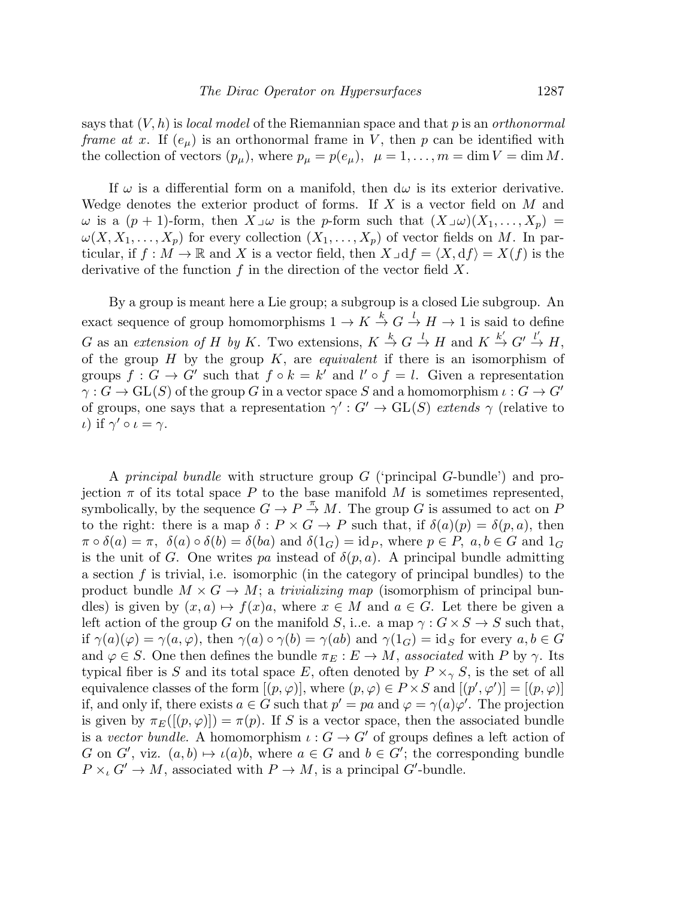says that $(V, h)$ is *local model* of the Riemannian space and that $p$ is an *orthonormal frame at* $x$. If $(e_\mu)$ is an orthonormal frame in $V$, then $p$ can be identified with the collection of vectors $(p_\mu)$, where $p_\mu = p(e_\mu)$, $\mu = 1, \ldots, m = \dim V = \dim M$.

If $\omega$ is a differential form on a manifold, then $\mathrm{d}\omega$ is its exterior derivative. Wedge denotes the exterior product of forms. If $X$ is a vector field on $M$ and $\omega$ is a $(p+1)$-form, then $X \lrcorner \omega$ is the $p$-form such that $(X \lrcorner \omega)(X_1, \ldots, X_p) = \omega(X, X_1, \ldots, X_p)$ for every collection $(X_1, \ldots, X_p)$ of vector fields on $M$. In particular, if $f : M \to \mathbb{R}$ and $X$ is a vector field, then $X \lrcorner \mathrm{d}f = \langle X, \mathrm{d}f \rangle = X(f)$ is the derivative of the function $f$ in the direction of the vector field $X$.

By a group is meant here a Lie group; a subgroup is a closed Lie subgroup. An exact sequence of group homomorphisms $1 \to K \xrightarrow{k} G \xrightarrow{l} H \to 1$ is said to define $G$ as an *extension of* $H$ *by* $K$. Two extensions, $K \xrightarrow{k} G \xrightarrow{l} H$ and $K \xrightarrow{k'} G' \xrightarrow{l'} H$, of the group $H$ by the group $K$, are *equivalent* if there is an isomorphism of groups $f : G \to G'$ such that $f \circ k = k'$ and $l' \circ f = l$. Given a representation $\gamma : G \to \mathrm{GL}(S)$ of the group $G$ in a vector space $S$ and a homomorphism $\iota : G \to G'$ of groups, one says that a representation $\gamma' : G' \to \mathrm{GL}(S)$ *extends* $\gamma$ (relative to $\iota$) if $\gamma' \circ \iota = \gamma$.

A *principal bundle* with structure group $G$ ('principal $G$-bundle') and projection $\pi$ of its total space $P$ to the base manifold $M$ is sometimes represented, symbolically, by the sequence $G \to P \xrightarrow{\pi} M$. The group $G$ is assumed to act on $P$ to the right: there is a map $\delta : P \times G \to P$ such that, if $\delta(a)(p) = \delta(p, a)$, then $\pi \circ \delta(a) = \pi$, $\delta(a) \circ \delta(b) = \delta(ba)$ and $\delta(1_G) = \mathrm{id}_P$, where $p \in P$, $a, b \in G$ and $1_G$ is the unit of $G$. One writes $pa$ instead of $\delta(p, a)$. A principal bundle admitting a section $f$ is trivial, i.e. isomorphic (in the category of principal bundles) to the product bundle $M \times G \to M$; a *trivializing map* (isomorphism of principal bundles) is given by $(x, a) \mapsto f(x)a$, where $x \in M$ and $a \in G$. Let there be given a left action of the group $G$ on the manifold $S$, i..e. a map $\gamma : G \times S \to S$ such that, if $\gamma(a)(\varphi) = \gamma(a, \varphi)$, then $\gamma(a) \circ \gamma(b) = \gamma(ab)$ and $\gamma(1_G) = \mathrm{id}_S$ for every $a, b \in G$ and $\varphi \in S$. One then defines the bundle $\pi_E : E \to M$, *associated* with $P$ by $\gamma$. Its typical fiber is $S$ and its total space $E$, often denoted by $P \times_\gamma S$, is the set of all equivalence classes of the form $[(p, \varphi)]$, where $(p, \varphi) \in P \times S$ and $[(p', \varphi')] = [(p, \varphi)]$ if, and only if, there exists $a \in G$ such that $p' = pa$ and $\varphi = \gamma(a)\varphi'$. The projection is given by $\pi_E([(p, \varphi)]) = \pi(p)$. If $S$ is a vector space, then the associated bundle is a *vector bundle*. A homomorphism $\iota : G \to G'$ of groups defines a left action of $G$ on $G'$, viz. $(a, b) \mapsto \iota(a)b$, where $a \in G$ and $b \in G'$; the corresponding bundle $P \times_\iota G' \to M$, associated with $P \to M$, is a principal $G'$-bundle.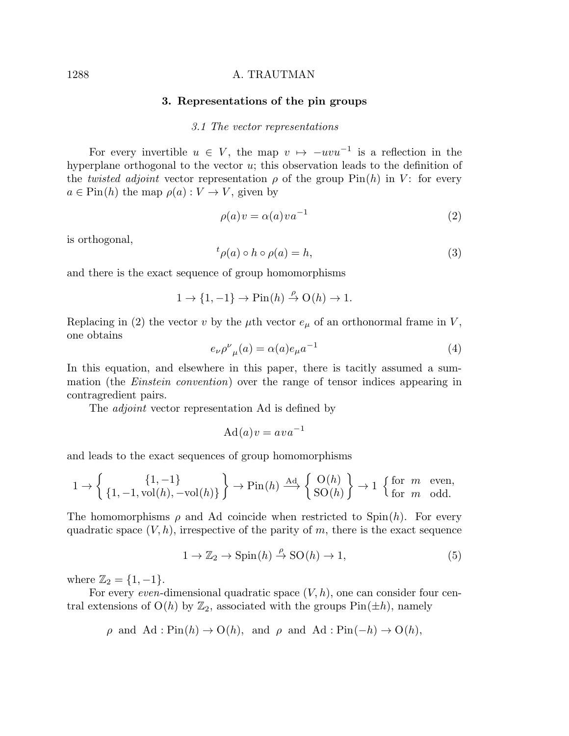## 3. Representations of the pin groups

### 3.1 The vector representations

For every invertible $u \in V$, the map $v \mapsto -uvu^{-1}$ is a reflection in the hyperplane orthogonal to the vector $u$; this observation leads to the definition of the *twisted adjoint* vector representation $\rho$ of the group $\mathrm{Pin}(h)$ in $V$: for every $a \in \mathrm{Pin}(h)$ the map $\rho(a) : V \to V$, given by

$$\rho(a)v = \alpha(a)va^{-1} \tag{2}$$

is orthogonal,

$${}^t\rho(a) \circ h \circ \rho(a) = h, \tag{3}$$

and there is the exact sequence of group homomorphisms

$$1 \to \{1, -1\} \to \mathrm{Pin}(h) \xrightarrow{\rho} \mathrm{O}(h) \to 1.$$

Replacing in (2) the vector $v$ by the $\mu$th vector $e_\mu$ of an orthonormal frame in $V$, one obtains

$$e_\nu \rho^\nu{}_\mu(a) = \alpha(a)e_\mu a^{-1} \tag{4}$$

In this equation, and elsewhere in this paper, there is tacitly assumed a summation (the *Einstein convention*) over the range of tensor indices appearing in contragredient pairs.

The *adjoint* vector representation Ad is defined by

$$\mathrm{Ad}(a)v = ava^{-1}$$

and leads to the exact sequences of group homomorphisms

$$1 \to \left\{ \begin{array}{c} \{1, -1\} \\ \{1, -1, \mathrm{vol}(h), -\mathrm{vol}(h)\} \end{array} \right\} \to \mathrm{Pin}(h) \xrightarrow{\mathrm{Ad}} \left\{ \begin{array}{c} \mathrm{O}(h) \\ \mathrm{SO}(h) \end{array} \right\} \to 1 \ \left\{ \begin{array}{l} \text{for } m \text{ even,} \\ \text{for } m \text{ odd.} \end{array} \right.$$

The homomorphisms $\rho$ and Ad coincide when restricted to $\mathrm{Spin}(h)$. For every quadratic space $(V, h)$, irrespective of the parity of $m$, there is the exact sequence

$$1 \to \mathbb{Z}_2 \to \mathrm{Spin}(h) \xrightarrow{\rho} \mathrm{SO}(h) \to 1, \tag{5}$$

where $\mathbb{Z}_2 = \{1, -1\}$.

For every *even*-dimensional quadratic space $(V, h)$, one can consider four central extensions of $\mathrm{O}(h)$ by $\mathbb{Z}_2$, associated with the groups $\mathrm{Pin}(\pm h)$, namely

$$\rho \text{ and } \mathrm{Ad} : \mathrm{Pin}(h) \to \mathrm{O}(h), \text{ and } \rho \text{ and } \mathrm{Ad} : \mathrm{Pin}(-h) \to \mathrm{O}(h),$$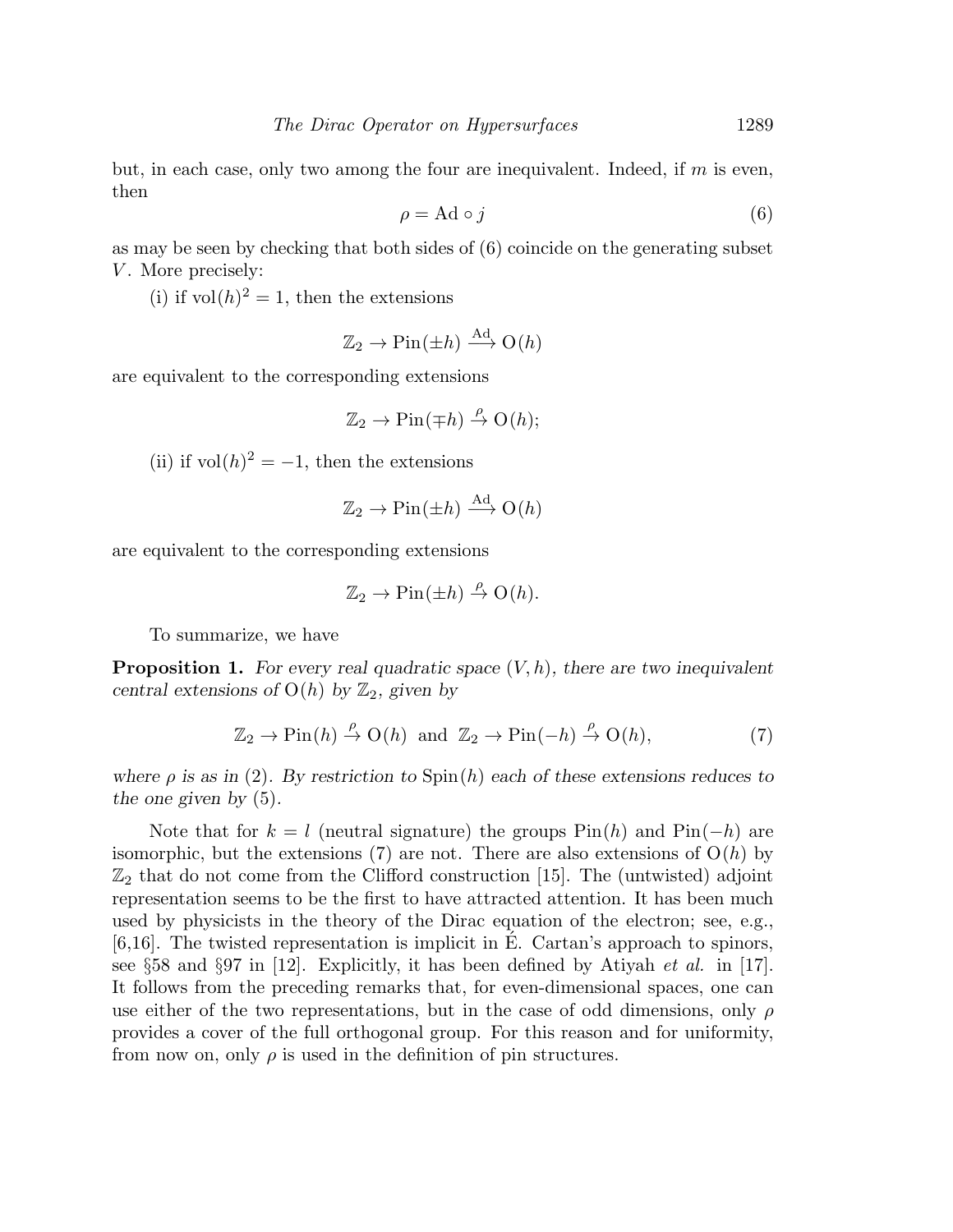but, in each case, only two among the four are inequivalent. Indeed, if $m$ is even, then

$$\rho = \mathrm{Ad} \circ j \tag{6}$$

as may be seen by checking that both sides of (6) coincide on the generating subset $V$. More precisely:

(i) if $\mathrm{vol}(h)^2 = 1$, then the extensions

$$\mathbb{Z}_2 \to \mathrm{Pin}(\pm h) \xrightarrow{\mathrm{Ad}} \mathrm{O}(h)$$

are equivalent to the corresponding extensions

$$\mathbb{Z}_2 \to \mathrm{Pin}(\mp h) \overset{\rho}{\to} \mathrm{O}(h);$$

(ii) if $\mathrm{vol}(h)^2 = -1$, then the extensions

$$\mathbb{Z}_2 \to \mathrm{Pin}(\pm h) \xrightarrow{\mathrm{Ad}} \mathrm{O}(h)$$

are equivalent to the corresponding extensions

$$\mathbb{Z}_2 \to \mathrm{Pin}(\pm h) \overset{\rho}{\to} \mathrm{O}(h).$$

To summarize, we have

**Proposition 1.** *For every real quadratic space $(V, h)$, there are two inequivalent central extensions of $\mathrm{O}(h)$ by $\mathbb{Z}_2$, given by*

$$\mathbb{Z}_2 \to \mathrm{Pin}(h) \overset{\rho}{\to} \mathrm{O}(h) \;\text{ and }\; \mathbb{Z}_2 \to \mathrm{Pin}(-h) \overset{\rho}{\to} \mathrm{O}(h), \tag{7}$$

*where $\rho$ is as in (2). By restriction to $\mathrm{Spin}(h)$ each of these extensions reduces to the one given by (5).*

Note that for $k = l$ (neutral signature) the groups $\mathrm{Pin}(h)$ and $\mathrm{Pin}(-h)$ are isomorphic, but the extensions (7) are not. There are also extensions of $\mathrm{O}(h)$ by $\mathbb{Z}_2$ that do not come from the Clifford construction [15]. The (untwisted) adjoint representation seems to be the first to have attracted attention. It has been much used by physicists in the theory of the Dirac equation of the electron; see, e.g., [6,16]. The twisted representation is implicit in É. Cartan's approach to spinors, see §58 and §97 in [12]. Explicitly, it has been defined by Atiyah *et al.* in [17]. It follows from the preceding remarks that, for even-dimensional spaces, one can use either of the two representations, but in the case of odd dimensions, only $\rho$ provides a cover of the full orthogonal group. For this reason and for uniformity, from now on, only $\rho$ is used in the definition of pin structures.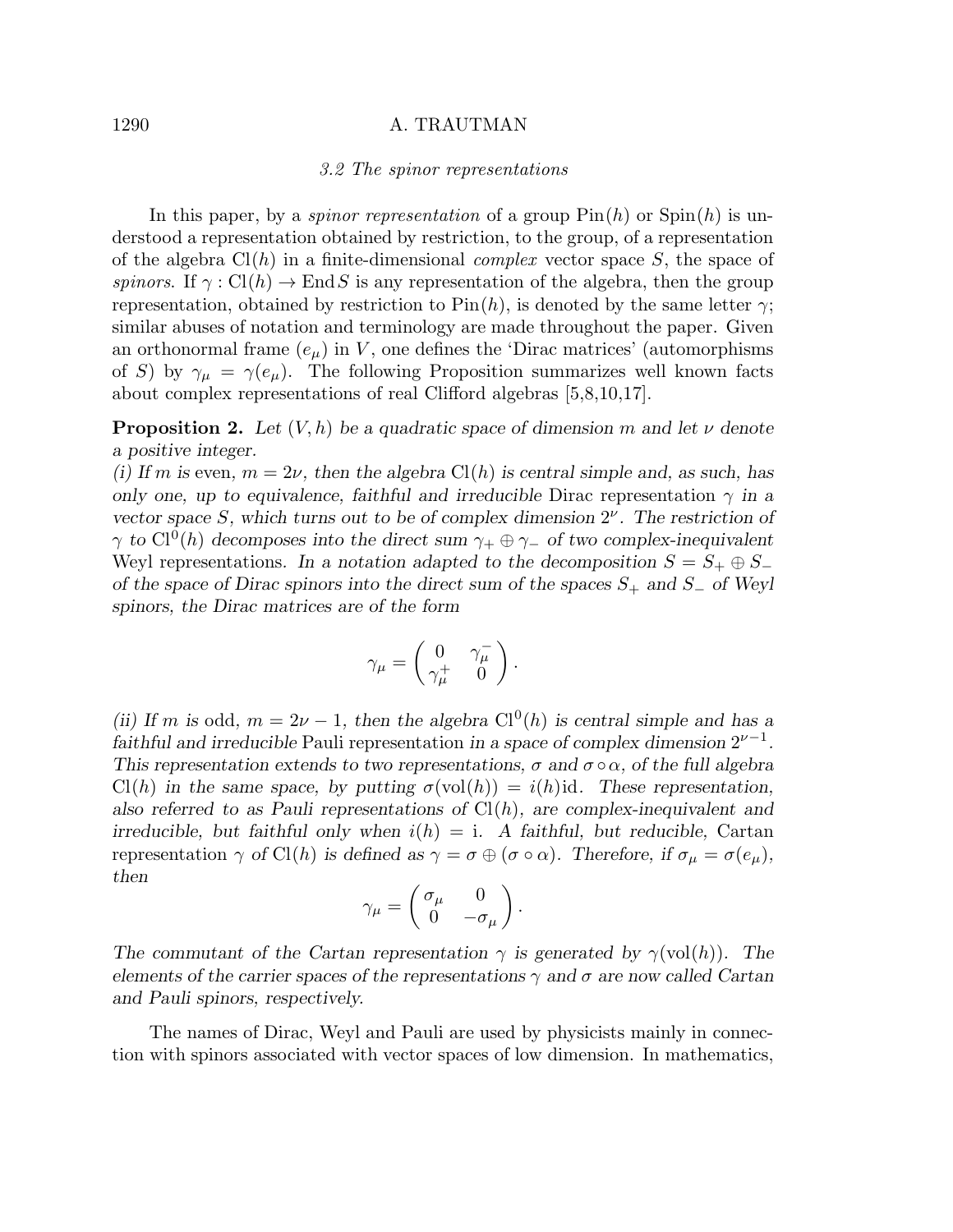### 3.2 The spinor representations

In this paper, by a *spinor representation* of a group $\mathrm{Pin}(h)$ or $\mathrm{Spin}(h)$ is understood a representation obtained by restriction, to the group, of a representation of the algebra $\mathrm{Cl}(h)$ in a finite-dimensional *complex* vector space $S$, the space of *spinors*. If $\gamma : \mathrm{Cl}(h) \to \mathrm{End}\, S$ is any representation of the algebra, then the group representation, obtained by restriction to $\mathrm{Pin}(h)$, is denoted by the same letter $\gamma$; similar abuses of notation and terminology are made throughout the paper. Given an orthonormal frame $(e_\mu)$ in $V$, one defines the 'Dirac matrices' (automorphisms of $S$) by $\gamma_\mu = \gamma(e_\mu)$. The following Proposition summarizes well known facts about complex representations of real Clifford algebras [5,8,10,17].

**Proposition 2.** *Let $(V, h)$ be a quadratic space of dimension $m$ and let $\nu$ denote a positive integer.*

*(i) If $m$ is* even, *$m = 2\nu$, then the algebra $\mathrm{Cl}(h)$ is central simple and, as such, has only one, up to equivalence, faithful and irreducible* Dirac representation *$\gamma$ in a vector space $S$, which turns out to be of complex dimension $2^\nu$. The restriction of $\gamma$ to $\mathrm{Cl}^0(h)$ decomposes into the direct sum $\gamma_+ \oplus \gamma_-$ of two complex-inequivalent* Weyl representations. *In a notation adapted to the decomposition $S = S_+ \oplus S_-$ of the space of Dirac spinors into the direct sum of the spaces $S_+$ and $S_-$ of Weyl spinors, the Dirac matrices are of the form*

$$\gamma_\mu = \begin{pmatrix} 0 & \gamma_\mu^- \\ \gamma_\mu^+ & 0 \end{pmatrix}.$$

*(ii) If $m$ is* odd, *$m = 2\nu - 1$, then the algebra $\mathrm{Cl}^0(h)$ is central simple and has a faithful and irreducible* Pauli representation *in a space of complex dimension $2^{\nu-1}$. This representation extends to two representations, $\sigma$ and $\sigma \circ \alpha$, of the full algebra $\mathrm{Cl}(h)$ in the same space, by putting $\sigma(\mathrm{vol}(h)) = i(h)\mathrm{id}$. These representation, also referred to as Pauli representations of $\mathrm{Cl}(h)$, are complex-inequivalent and irreducible, but faithful only when $i(h) = \mathrm{i}$. A faithful, but reducible,* Cartan representation *$\gamma$ of $\mathrm{Cl}(h)$ is defined as $\gamma = \sigma \oplus (\sigma \circ \alpha)$. Therefore, if $\sigma_\mu = \sigma(e_\mu)$, then*

$$\gamma_\mu = \begin{pmatrix} \sigma_\mu & 0 \\ 0 & -\sigma_\mu \end{pmatrix}.$$

*The commutant of the Cartan representation $\gamma$ is generated by $\gamma(\mathrm{vol}(h))$. The elements of the carrier spaces of the representations $\gamma$ and $\sigma$ are now called Cartan and Pauli spinors, respectively.*

The names of Dirac, Weyl and Pauli are used by physicists mainly in connection with spinors associated with vector spaces of low dimension. In mathematics,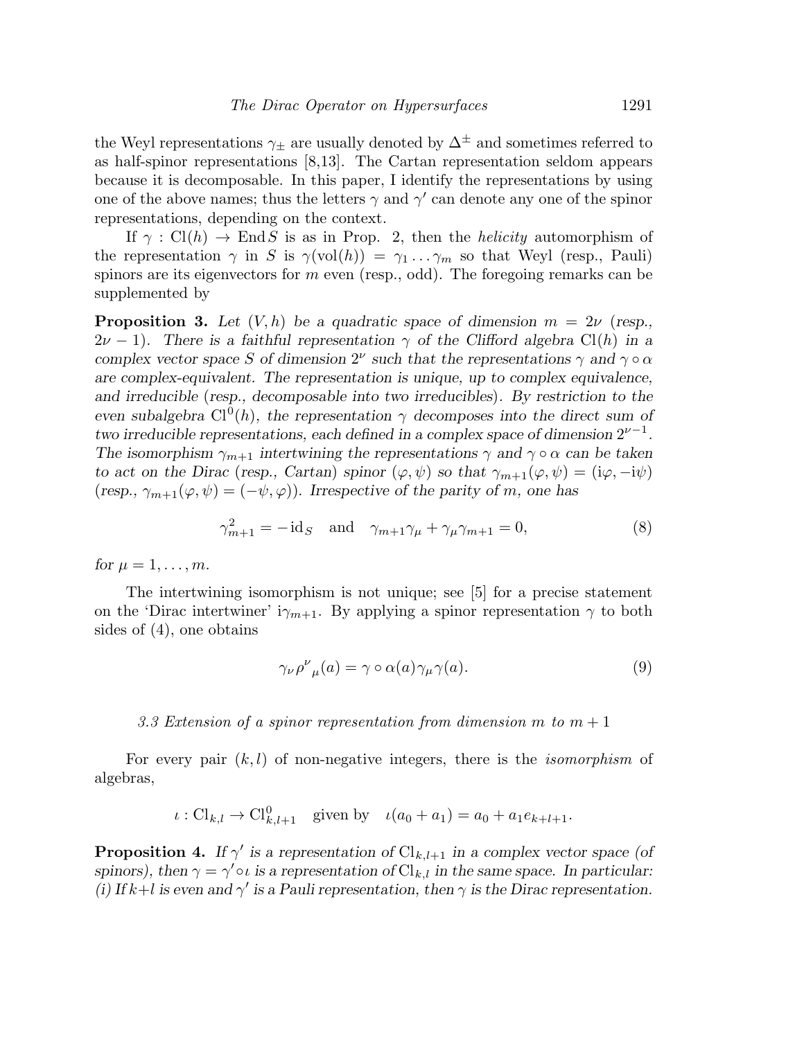the Weyl representations $\gamma_\pm$ are usually denoted by $\Delta^\pm$ and sometimes referred to as half-spinor representations [8,13]. The Cartan representation seldom appears because it is decomposable. In this paper, I identify the representations by using one of the above names; thus the letters $\gamma$ and $\gamma'$ can denote any one of the spinor representations, depending on the context.

If $\gamma : \mathrm{Cl}(h) \to \mathrm{End}\, S$ is as in Prop. 2, then the *helicity* automorphism of the representation $\gamma$ in $S$ is $\gamma(\mathrm{vol}(h)) = \gamma_1 \dots \gamma_m$ so that Weyl (resp., Pauli) spinors are its eigenvectors for $m$ even (resp., odd). The foregoing remarks can be supplemented by

**Proposition 3.** *Let $(V, h)$ be a quadratic space of dimension $m = 2\nu$ (resp., $2\nu - 1$). There is a faithful representation $\gamma$ of the Clifford algebra $\mathrm{Cl}(h)$ in a complex vector space $S$ of dimension $2^\nu$ such that the representations $\gamma$ and $\gamma \circ \alpha$ are complex-equivalent. The representation is unique, up to complex equivalence, and irreducible (resp., decomposable into two irreducibles). By restriction to the even subalgebra $\mathrm{Cl}^0(h)$, the representation $\gamma$ decomposes into the direct sum of two irreducible representations, each defined in a complex space of dimension $2^{\nu-1}$. The isomorphism $\gamma_{m+1}$ intertwining the representations $\gamma$ and $\gamma \circ \alpha$ can be taken to act on the Dirac (resp., Cartan) spinor $(\varphi, \psi)$ so that $\gamma_{m+1}(\varphi, \psi) = (\mathrm{i}\varphi, -\mathrm{i}\psi)$ (resp., $\gamma_{m+1}(\varphi, \psi) = (-\psi, \varphi)$). Irrespective of the parity of $m$, one has*

$$\gamma_{m+1}^2 = -\,\mathrm{id}_S \quad \text{and} \quad \gamma_{m+1}\gamma_\mu + \gamma_\mu \gamma_{m+1} = 0, \tag{8}$$

*for $\mu = 1, \dots, m$.*

The intertwining isomorphism is not unique; see [5] for a precise statement on the 'Dirac intertwiner' $\mathrm{i}\gamma_{m+1}$. By applying a spinor representation $\gamma$ to both sides of (4), one obtains

$$\gamma_\nu \rho^\nu{}_\mu(a) = \gamma \circ \alpha(a) \gamma_\mu \gamma(a). \tag{9}$$

### *3.3 Extension of a spinor representation from dimension $m$ to $m+1$*

For every pair $(k, l)$ of non-negative integers, there is the *isomorphism* of algebras,

$$\iota : \mathrm{Cl}_{k,l} \to \mathrm{Cl}^0_{k,l+1} \quad \text{given by} \quad \iota(a_0 + a_1) = a_0 + a_1 e_{k+l+1}.$$

**Proposition 4.** *If $\gamma'$ is a representation of $\mathrm{Cl}_{k,l+1}$ in a complex vector space (of spinors), then $\gamma = \gamma' \circ \iota$ is a representation of $\mathrm{Cl}_{k,l}$ in the same space. In particular: (i) If $k+l$ is even and $\gamma'$ is a Pauli representation, then $\gamma$ is the Dirac representation.*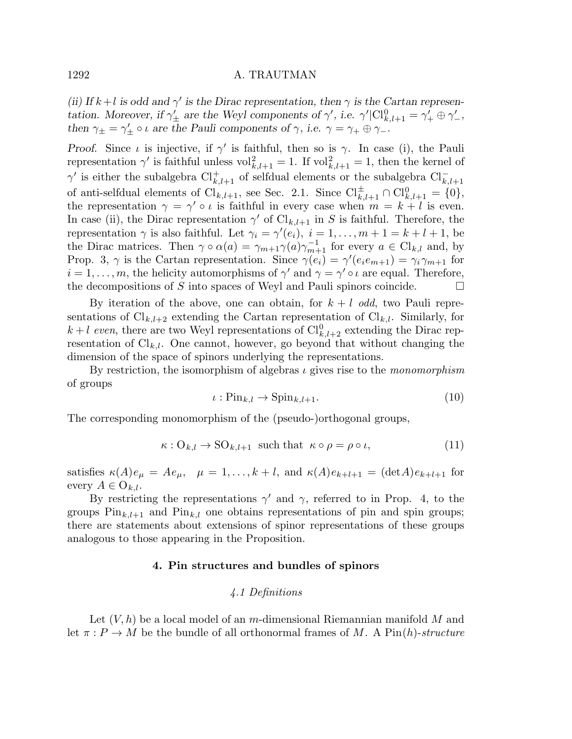*(ii) If $k+l$ is odd and $\gamma'$ is the Dirac representation, then $\gamma$ is the Cartan representation. Moreover, if $\gamma'_\pm$ are the Weyl components of $\gamma'$, i.e. $\gamma'|\mathrm{Cl}^0_{k,l+1} = \gamma'_+ \oplus \gamma'_-$, then $\gamma_\pm = \gamma'_\pm \circ \iota$ are the Pauli components of $\gamma$, i.e. $\gamma = \gamma_+ \oplus \gamma_-$.*

*Proof.* Since $\iota$ is injective, if $\gamma'$ is faithful, then so is $\gamma$. In case (i), the Pauli representation $\gamma'$ is faithful unless $\mathrm{vol}^2_{k,l+1} = 1$. If $\mathrm{vol}^2_{k,l+1} = 1$, then the kernel of $\gamma'$ is either the subalgebra $\mathrm{Cl}^+_{k,l+1}$ of selfdual elements or the subalgebra $\mathrm{Cl}^-_{k,l+1}$ of anti-selfdual elements of $\mathrm{Cl}_{k,l+1}$, see Sec. 2.1. Since $\mathrm{Cl}^\pm_{k,l+1} \cap \mathrm{Cl}^0_{k,l+1} = \{0\}$, the representation $\gamma = \gamma' \circ \iota$ is faithful in every case when $m = k+l$ is even. In case (ii), the Dirac representation $\gamma'$ of $\mathrm{Cl}_{k,l+1}$ in $S$ is faithful. Therefore, the representation $\gamma$ is also faithful. Let $\gamma_i = \gamma'(e_i)$, $i = 1, \ldots, m+1 = k+l+1$, be the Dirac matrices. Then $\gamma \circ \alpha(a) = \gamma_{m+1}\gamma(a)\gamma^{-1}_{m+1}$ for every $a \in \mathrm{Cl}_{k,l}$ and, by Prop. 3, $\gamma$ is the Cartan representation. Since $\gamma(e_i) = \gamma'(e_i e_{m+1}) = \gamma_i \gamma_{m+1}$ for $i = 1, \ldots, m$, the helicity automorphisms of $\gamma'$ and $\gamma = \gamma' \circ \iota$ are equal. Therefore, the decompositions of $S$ into spaces of Weyl and Pauli spinors coincide. □

By iteration of the above, one can obtain, for $k+l$ *odd*, two Pauli representations of $\mathrm{Cl}_{k,l+2}$ extending the Cartan representation of $\mathrm{Cl}_{k,l}$. Similarly, for $k+l$ *even*, there are two Weyl representations of $\mathrm{Cl}^0_{k,l+2}$ extending the Dirac representation of $\mathrm{Cl}_{k,l}$. One cannot, however, go beyond that without changing the dimension of the space of spinors underlying the representations.

By restriction, the isomorphism of algebras $\iota$ gives rise to the *monomorphism* of groups

$$\iota : \mathrm{Pin}_{k,l} \to \mathrm{Spin}_{k,l+1}. \tag{10}$$

The corresponding monomorphism of the (pseudo-)orthogonal groups,

$$\kappa : \mathrm{O}_{k,l} \to \mathrm{SO}_{k,l+1} \ \text{ such that } \ \kappa \circ \rho = \rho \circ \iota, \tag{11}$$

satisfies $\kappa(A)e_\mu = Ae_\mu$, $\mu = 1, \ldots, k+l$, and $\kappa(A)e_{k+l+1} = (\det A)e_{k+l+1}$ for every $A \in \mathrm{O}_{k,l}$.

By restricting the representations $\gamma'$ and $\gamma$, referred to in Prop. 4, to the groups $\mathrm{Pin}_{k,l+1}$ and $\mathrm{Pin}_{k,l}$ one obtains representations of pin and spin groups; there are statements about extensions of spinor representations of these groups analogous to those appearing in the Proposition.

## 4. Pin structures and bundles of spinors

### *4.1 Definitions*

Let $(V, h)$ be a local model of an $m$-dimensional Riemannian manifold $M$ and let $\pi : P \to M$ be the bundle of all orthonormal frames of $M$. A $\mathrm{Pin}(h)$-*structure*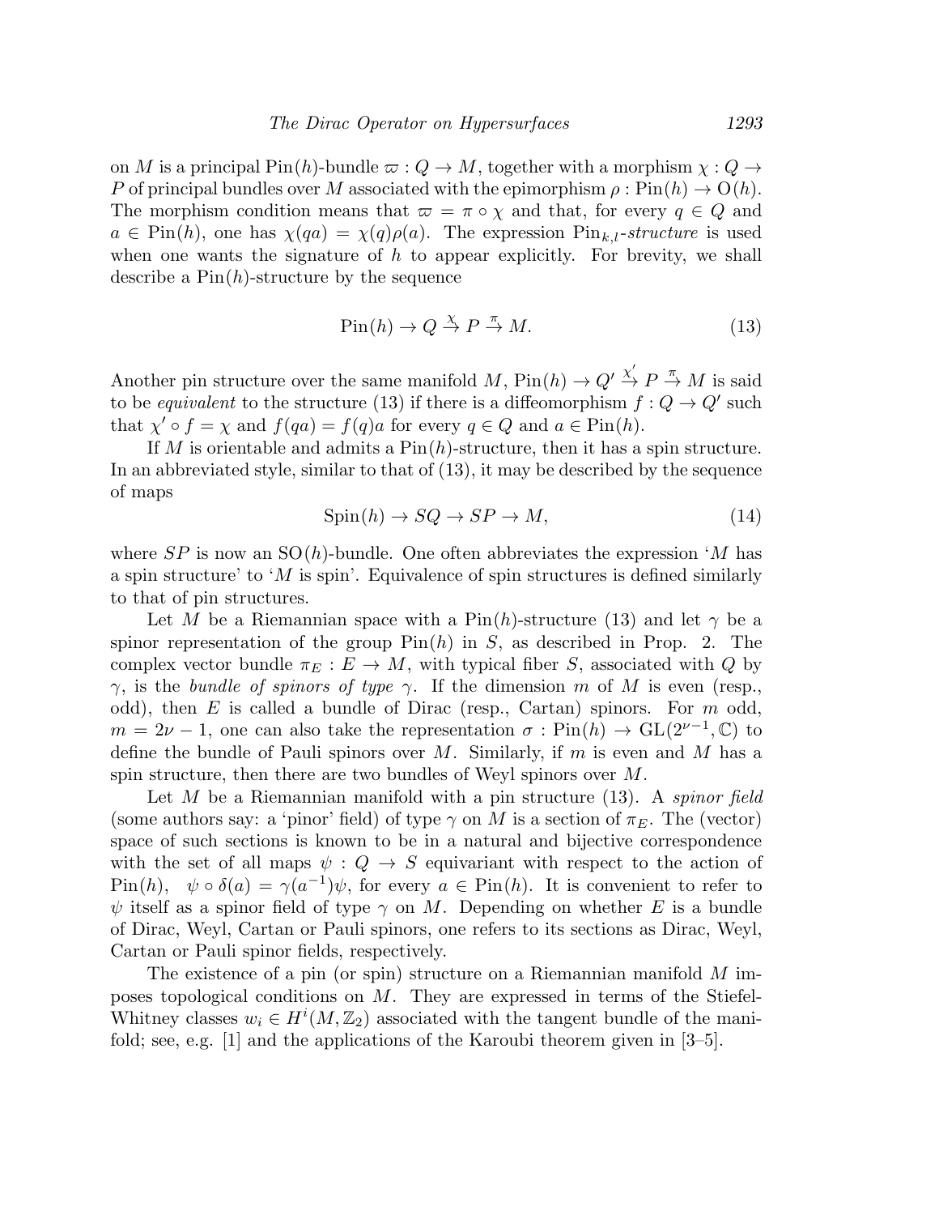on $M$ is a principal $\mathrm{Pin}(h)$-bundle $\varpi : Q \to M$, together with a morphism $\chi : Q \to P$ of principal bundles over $M$ associated with the epimorphism $\rho : \mathrm{Pin}(h) \to \mathrm{O}(h)$. The morphism condition means that $\varpi = \pi \circ \chi$ and that, for every $q \in Q$ and $a \in \mathrm{Pin}(h)$, one has $\chi(qa) = \chi(q)\rho(a)$. The expression $\mathrm{Pin}_{k,l}$-*structure* is used when one wants the signature of $h$ to appear explicitly. For brevity, we shall describe a $\mathrm{Pin}(h)$-structure by the sequence

$$\mathrm{Pin}(h) \to Q \overset{\chi}{\to} P \overset{\pi}{\to} M. \tag{13}$$

Another pin structure over the same manifold $M$, $\mathrm{Pin}(h) \to Q' \overset{\chi'}{\to} P \overset{\pi}{\to} M$ is said to be *equivalent* to the structure (13) if there is a diffeomorphism $f : Q \to Q'$ such that $\chi' \circ f = \chi$ and $f(qa) = f(q)a$ for every $q \in Q$ and $a \in \mathrm{Pin}(h)$.

If $M$ is orientable and admits a $\mathrm{Pin}(h)$-structure, then it has a spin structure. In an abbreviated style, similar to that of (13), it may be described by the sequence of maps

$$\mathrm{Spin}(h) \to SQ \to SP \to M, \tag{14}$$

where $SP$ is now an $\mathrm{SO}(h)$-bundle. One often abbreviates the expression '$M$ has a spin structure' to '$M$ is spin'. Equivalence of spin structures is defined similarly to that of pin structures.

Let $M$ be a Riemannian space with a $\mathrm{Pin}(h)$-structure (13) and let $\gamma$ be a spinor representation of the group $\mathrm{Pin}(h)$ in $S$, as described in Prop. 2. The complex vector bundle $\pi_E : E \to M$, with typical fiber $S$, associated with $Q$ by $\gamma$, is the *bundle of spinors of type* $\gamma$. If the dimension $m$ of $M$ is even (resp., odd), then $E$ is called a bundle of Dirac (resp., Cartan) spinors. For $m$ odd, $m = 2\nu - 1$, one can also take the representation $\sigma : \mathrm{Pin}(h) \to \mathrm{GL}(2^{\nu-1}, \mathbb{C})$ to define the bundle of Pauli spinors over $M$. Similarly, if $m$ is even and $M$ has a spin structure, then there are two bundles of Weyl spinors over $M$.

Let $M$ be a Riemannian manifold with a pin structure (13). A *spinor field* (some authors say: a 'pinor' field) of type $\gamma$ on $M$ is a section of $\pi_E$. The (vector) space of such sections is known to be in a natural and bijective correspondence with the set of all maps $\psi : Q \to S$ equivariant with respect to the action of $\mathrm{Pin}(h)$, $\psi \circ \delta(a) = \gamma(a^{-1})\psi$, for every $a \in \mathrm{Pin}(h)$. It is convenient to refer to $\psi$ itself as a spinor field of type $\gamma$ on $M$. Depending on whether $E$ is a bundle of Dirac, Weyl, Cartan or Pauli spinors, one refers to its sections as Dirac, Weyl, Cartan or Pauli spinor fields, respectively.

The existence of a pin (or spin) structure on a Riemannian manifold $M$ imposes topological conditions on $M$. They are expressed in terms of the Stiefel-Whitney classes $w_i \in H^i(M, \mathbb{Z}_2)$ associated with the tangent bundle of the manifold; see, e.g. [1] and the applications of the Karoubi theorem given in [3–5].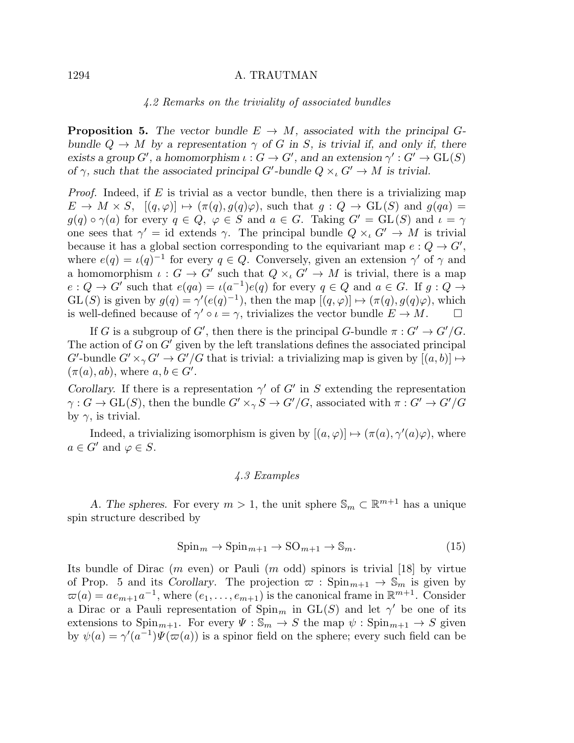### 4.2 Remarks on the triviality of associated bundles

**Proposition 5.** *The vector bundle $E \to M$, associated with the principal $G$-bundle $Q \to M$ by a representation $\gamma$ of $G$ in $S$, is trivial if, and only if, there exists a group $G'$, a homomorphism $\iota : G \to G'$, and an extension $\gamma' : G' \to \mathrm{GL}(S)$ of $\gamma$, such that the associated principal $G'$-bundle $Q \times_\iota G' \to M$ is trivial.*

*Proof.* Indeed, if $E$ is trivial as a vector bundle, then there is a trivializing map $E \to M \times S$, $[(q,\varphi)] \mapsto (\pi(q), g(q)\varphi)$, such that $g : Q \to \mathrm{GL}(S)$ and $g(qa) = g(q) \circ \gamma(a)$ for every $q \in Q$, $\varphi \in S$ and $a \in G$. Taking $G' = \mathrm{GL}(S)$ and $\iota = \gamma$ one sees that $\gamma' = \mathrm{id}$ extends $\gamma$. The principal bundle $Q \times_\iota G' \to M$ is trivial because it has a global section corresponding to the equivariant map $e : Q \to G'$, where $e(q) = \iota(q)^{-1}$ for every $q \in Q$. Conversely, given an extension $\gamma'$ of $\gamma$ and a homomorphism $\iota : G \to G'$ such that $Q \times_\iota G' \to M$ is trivial, there is a map $e : Q \to G'$ such that $e(qa) = \iota(a^{-1})e(q)$ for every $q \in Q$ and $a \in G$. If $g : Q \to \mathrm{GL}(S)$ is given by $g(q) = \gamma'(e(q)^{-1})$, then the map $[(q,\varphi)] \mapsto (\pi(q), g(q)\varphi)$, which is well-defined because of $\gamma' \circ \iota = \gamma$, trivializes the vector bundle $E \to M$. □

If $G$ is a subgroup of $G'$, then there is the principal $G$-bundle $\pi : G' \to G'/G$. The action of $G$ on $G'$ given by the left translations defines the associated principal $G'$-bundle $G' \times_\gamma G' \to G'/G$ that is trivial: a trivializing map is given by $[(a,b)] \mapsto (\pi(a), ab)$, where $a, b \in G'$.

*Corollary.* If there is a representation $\gamma'$ of $G'$ in $S$ extending the representation $\gamma : G \to \mathrm{GL}(S)$, then the bundle $G' \times_\gamma S \to G'/G$, associated with $\pi : G' \to G'/G$ by $\gamma$, is trivial.

Indeed, a trivializing isomorphism is given by $[(a,\varphi)] \mapsto (\pi(a), \gamma'(a)\varphi)$, where $a \in G'$ and $\varphi \in S$.

### 4.3 Examples

*A. The spheres.* For every $m > 1$, the unit sphere $\mathbb{S}_m \subset \mathbb{R}^{m+1}$ has a unique spin structure described by

$$\mathrm{Spin}_m \to \mathrm{Spin}_{m+1} \to \mathrm{SO}_{m+1} \to \mathbb{S}_m. \tag{15}$$

Its bundle of Dirac ($m$ even) or Pauli ($m$ odd) spinors is trivial [18] by virtue of Prop. 5 and its *Corollary*. The projection $\varpi : \mathrm{Spin}_{m+1} \to \mathbb{S}_m$ is given by $\varpi(a) = a e_{m+1} a^{-1}$, where $(e_1, \ldots, e_{m+1})$ is the canonical frame in $\mathbb{R}^{m+1}$. Consider a Dirac or a Pauli representation of $\mathrm{Spin}_m$ in $\mathrm{GL}(S)$ and let $\gamma'$ be one of its extensions to $\mathrm{Spin}_{m+1}$. For every $\Psi : \mathbb{S}_m \to S$ the map $\psi : \mathrm{Spin}_{m+1} \to S$ given by $\psi(a) = \gamma'(a^{-1})\Psi(\varpi(a))$ is a spinor field on the sphere; every such field can be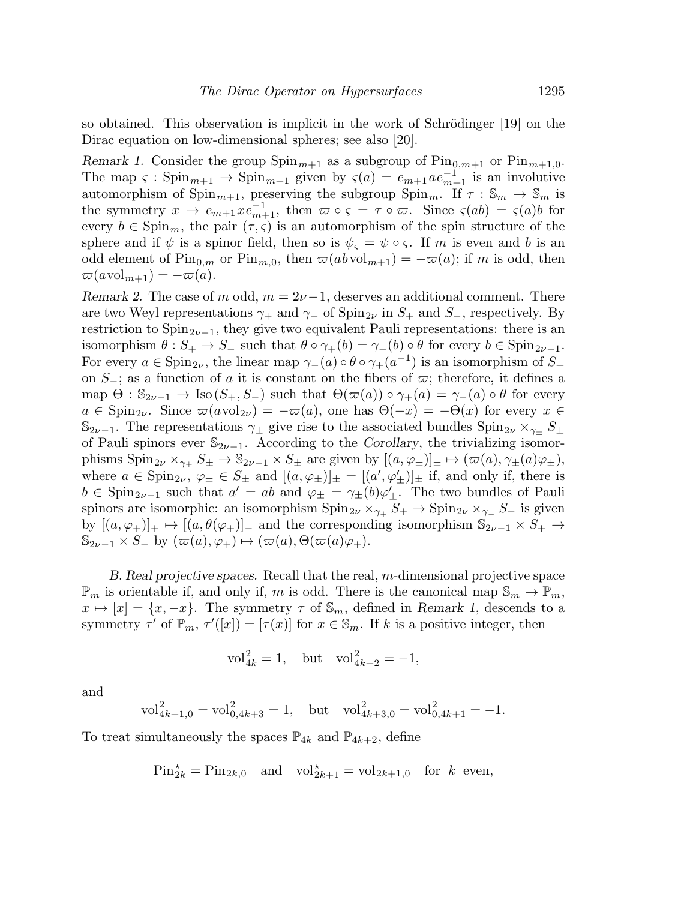so obtained. This observation is implicit in the work of Schrödinger [19] on the Dirac equation on low-dimensional spheres; see also [20].

*Remark 1.* Consider the group $\mathrm{Spin}_{m+1}$ as a subgroup of $\mathrm{Pin}_{0,m+1}$ or $\mathrm{Pin}_{m+1,0}$. The map $\varsigma : \mathrm{Spin}_{m+1} \to \mathrm{Spin}_{m+1}$ given by $\varsigma(a) = e_{m+1} a e_{m+1}^{-1}$ is an involutive automorphism of $\mathrm{Spin}_{m+1}$, preserving the subgroup $\mathrm{Spin}_m$. If $\tau : \mathbb{S}_m \to \mathbb{S}_m$ is the symmetry $x \mapsto e_{m+1} x e_{m+1}^{-1}$, then $\varpi \circ \varsigma = \tau \circ \varpi$. Since $\varsigma(ab) = \varsigma(a)b$ for every $b \in \mathrm{Spin}_m$, the pair $(\tau, \varsigma)$ is an automorphism of the spin structure of the sphere and if $\psi$ is a spinor field, then so is $\psi_\varsigma = \psi \circ \varsigma$. If $m$ is even and $b$ is an odd element of $\mathrm{Pin}_{0,m}$ or $\mathrm{Pin}_{m,0}$, then $\varpi(ab\,\mathrm{vol}_{m+1}) = -\varpi(a)$; if $m$ is odd, then $\varpi(a\,\mathrm{vol}_{m+1}) = -\varpi(a)$.

*Remark 2.* The case of $m$ odd, $m = 2\nu - 1$, deserves an additional comment. There are two Weyl representations $\gamma_+$ and $\gamma_-$ of $\mathrm{Spin}_{2\nu}$ in $S_+$ and $S_-$, respectively. By restriction to $\mathrm{Spin}_{2\nu-1}$, they give two equivalent Pauli representations: there is an isomorphism $\theta : S_+ \to S_-$ such that $\theta \circ \gamma_+(b) = \gamma_-(b) \circ \theta$ for every $b \in \mathrm{Spin}_{2\nu-1}$. For every $a \in \mathrm{Spin}_{2\nu}$, the linear map $\gamma_-(a) \circ \theta \circ \gamma_+(a^{-1})$ is an isomorphism of $S_+$ on $S_-$; as a function of $a$ it is constant on the fibers of $\varpi$; therefore, it defines a map $\Theta : \mathbb{S}_{2\nu-1} \to \mathrm{Iso}\,(S_+, S_-)$ such that $\Theta(\varpi(a)) \circ \gamma_+(a) = \gamma_-(a) \circ \theta$ for every $a \in \mathrm{Spin}_{2\nu}$. Since $\varpi(a\mathrm{vol}_{2\nu}) = -\varpi(a)$, one has $\Theta(-x) = -\Theta(x)$ for every $x \in \mathbb{S}_{2\nu-1}$. The representations $\gamma_\pm$ give rise to the associated bundles $\mathrm{Spin}_{2\nu} \times_{\gamma_\pm} S_\pm$ of Pauli spinors ever $\mathbb{S}_{2\nu-1}$. According to the *Corollary*, the trivializing isomorphisms $\mathrm{Spin}_{2\nu} \times_{\gamma_\pm} S_\pm \to \mathbb{S}_{2\nu-1} \times S_\pm$ are given by $[(a, \varphi_\pm)]_\pm \mapsto (\varpi(a), \gamma_\pm(a)\varphi_\pm)$, where $a \in \mathrm{Spin}_{2\nu}$, $\varphi_\pm \in S_\pm$ and $[(a, \varphi_\pm)]_\pm = [(a', \varphi'_\pm)]_\pm$ if, and only if, there is $b \in \mathrm{Spin}_{2\nu-1}$ such that $a' = ab$ and $\varphi_\pm = \gamma_\pm(b)\varphi'_\pm$. The two bundles of Pauli spinors are isomorphic: an isomorphism $\mathrm{Spin}_{2\nu} \times_{\gamma_+} S_+ \to \mathrm{Spin}_{2\nu} \times_{\gamma_-} S_-$ is given by $[(a, \varphi_+)]_+ \mapsto [(a, \theta(\varphi_+)]_-$ and the corresponding isomorphism $\mathbb{S}_{2\nu-1} \times S_+ \to \mathbb{S}_{2\nu-1} \times S_-$ by $(\varpi(a), \varphi_+) \mapsto (\varpi(a), \Theta(\varpi(a)\varphi_+)$.

*B. Real projective spaces.* Recall that the real, $m$-dimensional projective space $\mathbb{P}_m$ is orientable if, and only if, $m$ is odd. There is the canonical map $\mathbb{S}_m \to \mathbb{P}_m$, $x \mapsto [x] = \{x, -x\}$. The symmetry $\tau$ of $\mathbb{S}_m$, defined in *Remark 1*, descends to a symmetry $\tau'$ of $\mathbb{P}_m$, $\tau'([x]) = [\tau(x)]$ for $x \in \mathbb{S}_m$. If $k$ is a positive integer, then

$$\mathrm{vol}_{4k}^2 = 1, \quad \text{but} \quad \mathrm{vol}_{4k+2}^2 = -1,$$

and

$$\mathrm{vol}_{4k+1,0}^2 = \mathrm{vol}_{0,4k+3}^2 = 1, \quad \text{but} \quad \mathrm{vol}_{4k+3,0}^2 = \mathrm{vol}_{0,4k+1}^2 = -1.$$

To treat simultaneously the spaces $\mathbb{P}_{4k}$ and $\mathbb{P}_{4k+2}$, define

$$\mathrm{Pin}_{2k}^\star = \mathrm{Pin}_{2k,0} \quad \text{and} \quad \mathrm{vol}_{2k+1}^\star = \mathrm{vol}_{2k+1,0} \quad \text{for } k \text{ even},$$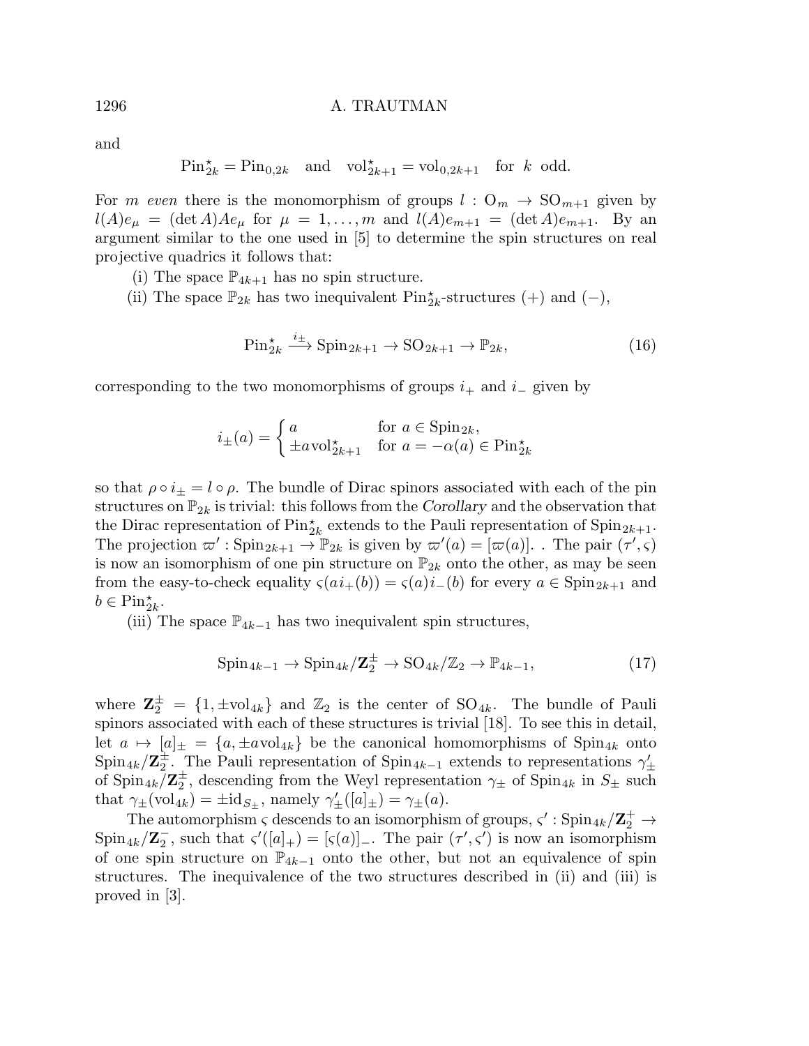and

$$\mathrm{Pin}^\star_{2k} = \mathrm{Pin}_{0,2k} \quad \text{and} \quad \mathrm{vol}^\star_{2k+1} = \mathrm{vol}_{0,2k+1} \quad \text{for } k \text{ odd.}$$

For $m$ *even* there is the monomorphism of groups $l : \mathrm{O}_m \to \mathrm{SO}_{m+1}$ given by $l(A)e_\mu = (\det A)Ae_\mu$ for $\mu = 1, \ldots, m$ and $l(A)e_{m+1} = (\det A)e_{m+1}$. By an argument similar to the one used in [5] to determine the spin structures on real projective quadrics it follows that:

(i) The space $\mathbb{P}_{4k+1}$ has no spin structure.

(ii) The space $\mathbb{P}_{2k}$ has two inequivalent $\mathrm{Pin}^\star_{2k}$-structures $(+)$ and $(-)$,

$$\mathrm{Pin}^\star_{2k} \xrightarrow{i_\pm} \mathrm{Spin}_{2k+1} \to \mathrm{SO}_{2k+1} \to \mathbb{P}_{2k}, \tag{16}$$

corresponding to the two monomorphisms of groups $i_+$ and $i_-$ given by

$$i_\pm(a) = \begin{cases} a & \text{for } a \in \mathrm{Spin}_{2k}, \\ \pm a\,\mathrm{vol}^\star_{2k+1} & \text{for } a = -\alpha(a) \in \mathrm{Pin}^\star_{2k} \end{cases}$$

so that $\rho \circ i_\pm = l \circ \rho$. The bundle of Dirac spinors associated with each of the pin structures on $\mathbb{P}_{2k}$ is trivial: this follows from the *Corollary* and the observation that the Dirac representation of $\mathrm{Pin}^\star_{2k}$ extends to the Pauli representation of $\mathrm{Spin}_{2k+1}$. The projection $\varpi' : \mathrm{Spin}_{2k+1} \to \mathbb{P}_{2k}$ is given by $\varpi'(a) = [\varpi(a)]$. . The pair $(\tau', \varsigma)$ is now an isomorphism of one pin structure on $\mathbb{P}_{2k}$ onto the other, as may be seen from the easy-to-check equality $\varsigma(a i_+(b)) = \varsigma(a) i_-(b)$ for every $a \in \mathrm{Spin}_{2k+1}$ and $b \in \mathrm{Pin}^\star_{2k}$.

(iii) The space $\mathbb{P}_{4k-1}$ has two inequivalent spin structures,

$$\mathrm{Spin}_{4k-1} \to \mathrm{Spin}_{4k}/\mathbf{Z}_2^\pm \to \mathrm{SO}_{4k}/\mathbb{Z}_2 \to \mathbb{P}_{4k-1}, \tag{17}$$

where $\mathbf{Z}_2^\pm = \{1, \pm\mathrm{vol}_{4k}\}$ and $\mathbb{Z}_2$ is the center of $\mathrm{SO}_{4k}$. The bundle of Pauli spinors associated with each of these structures is trivial [18]. To see this in detail, let $a \mapsto [a]_\pm = \{a, \pm a\mathrm{vol}_{4k}\}$ be the canonical homomorphisms of $\mathrm{Spin}_{4k}$ onto $\mathrm{Spin}_{4k}/\mathbf{Z}_2^\pm$. The Pauli representation of $\mathrm{Spin}_{4k-1}$ extends to representations $\gamma'_\pm$ of $\mathrm{Spin}_{4k}/\mathbf{Z}_2^\pm$, descending from the Weyl representation $\gamma_\pm$ of $\mathrm{Spin}_{4k}$ in $S_\pm$ such that $\gamma_\pm(\mathrm{vol}_{4k}) = \pm\mathrm{id}_{S_\pm}$, namely $\gamma'_\pm([a]_\pm) = \gamma_\pm(a)$.

The automorphism $\varsigma$ descends to an isomorphism of groups, $\varsigma' : \mathrm{Spin}_{4k}/\mathbf{Z}_2^+ \to \mathrm{Spin}_{4k}/\mathbf{Z}_2^-$, such that $\varsigma'([a]_+) = [\varsigma(a)]_-$. The pair $(\tau', \varsigma')$ is now an isomorphism of one spin structure on $\mathbb{P}_{4k-1}$ onto the other, but not an equivalence of spin structures. The inequivalence of the two structures described in (ii) and (iii) is proved in [3].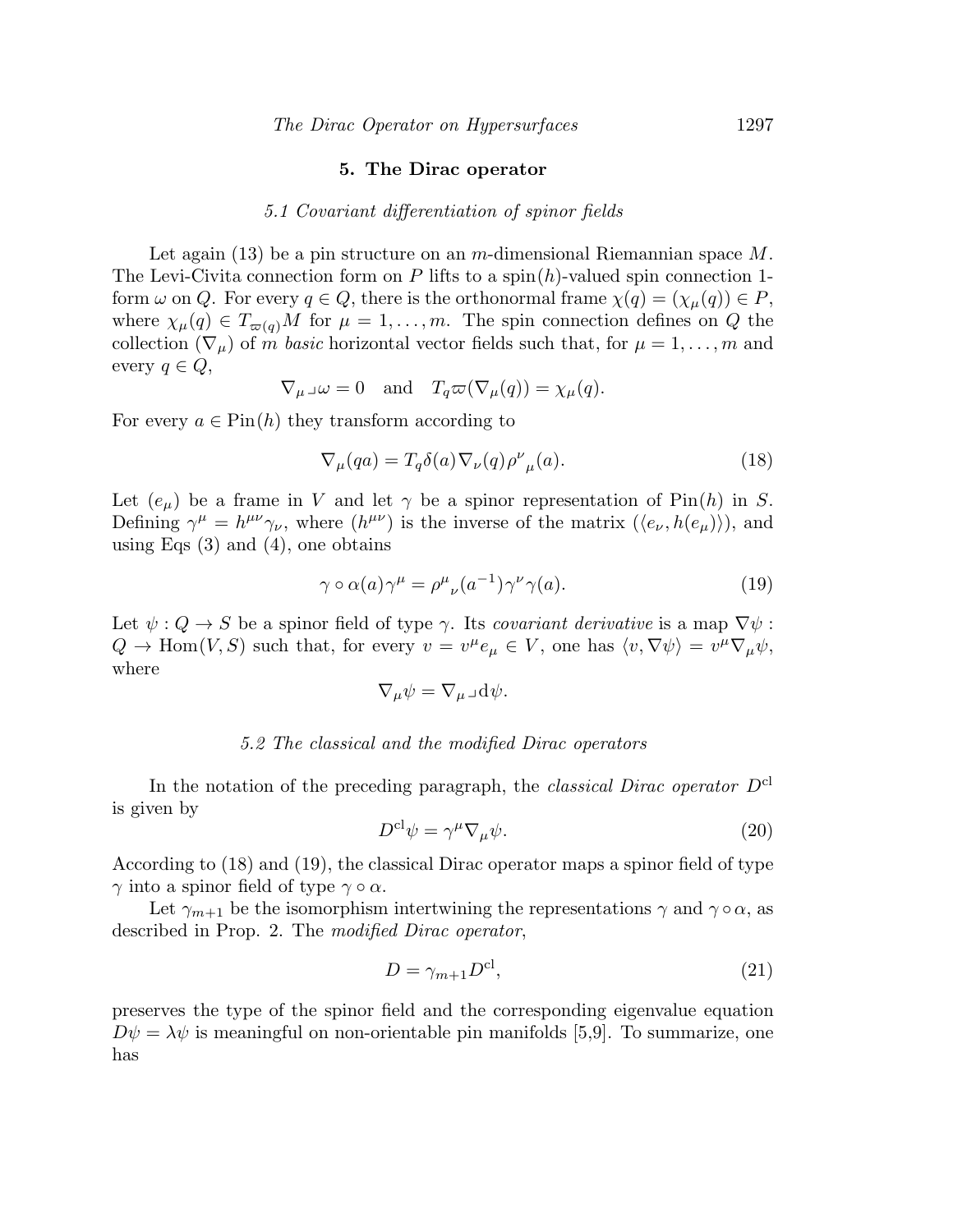## 5. The Dirac operator

### 5.1 Covariant differentiation of spinor fields

Let again (13) be a pin structure on an $m$-dimensional Riemannian space $M$. The Levi-Civita connection form on $P$ lifts to a $\mathrm{spin}(h)$-valued spin connection 1-form $\omega$ on $Q$. For every $q \in Q$, there is the orthonormal frame $\chi(q) = (\chi_\mu(q)) \in P$, where $\chi_\mu(q) \in T_{\varpi(q)}M$ for $\mu = 1, \ldots, m$. The spin connection defines on $Q$ the collection $(\nabla_\mu)$ of $m$ *basic* horizontal vector fields such that, for $\mu = 1, \ldots, m$ and every $q \in Q$,

$$\nabla_\mu \lrcorner \omega = 0 \quad \text{and} \quad T_q\varpi(\nabla_\mu(q)) = \chi_\mu(q).$$

For every $a \in \mathrm{Pin}(h)$ they transform according to

$$\nabla_\mu(qa) = T_q\delta(a)\nabla_\nu(q)\rho^\nu{}_\mu(a). \tag{18}$$

Let $(e_\mu)$ be a frame in $V$ and let $\gamma$ be a spinor representation of $\mathrm{Pin}(h)$ in $S$. Defining $\gamma^\mu = h^{\mu\nu}\gamma_\nu$, where $(h^{\mu\nu})$ is the inverse of the matrix $(\langle e_\nu, h(e_\mu)\rangle)$, and using Eqs (3) and (4), one obtains

$$\gamma \circ \alpha(a)\gamma^\mu = \rho^\mu{}_\nu(a^{-1})\gamma^\nu\gamma(a). \tag{19}$$

Let $\psi : Q \to S$ be a spinor field of type $\gamma$. Its *covariant derivative* is a map $\nabla\psi : Q \to \mathrm{Hom}(V, S)$ such that, for every $v = v^\mu e_\mu \in V$, one has $\langle v, \nabla\psi\rangle = v^\mu\nabla_\mu\psi$, where

$$\nabla_\mu\psi = \nabla_\mu \lrcorner \mathrm{d}\psi.$$

### 5.2 The classical and the modified Dirac operators

In the notation of the preceding paragraph, the *classical Dirac operator* $D^{\mathrm{cl}}$ is given by

$$D^{\mathrm{cl}}\psi = \gamma^\mu\nabla_\mu\psi. \tag{20}$$

According to (18) and (19), the classical Dirac operator maps a spinor field of type $\gamma$ into a spinor field of type $\gamma \circ \alpha$.

Let $\gamma_{m+1}$ be the isomorphism intertwining the representations $\gamma$ and $\gamma \circ \alpha$, as described in Prop. 2. The *modified Dirac operator*,

$$D = \gamma_{m+1}D^{\mathrm{cl}}, \tag{21}$$

preserves the type of the spinor field and the corresponding eigenvalue equation $D\psi = \lambda\psi$ is meaningful on non-orientable pin manifolds [5,9]. To summarize, one has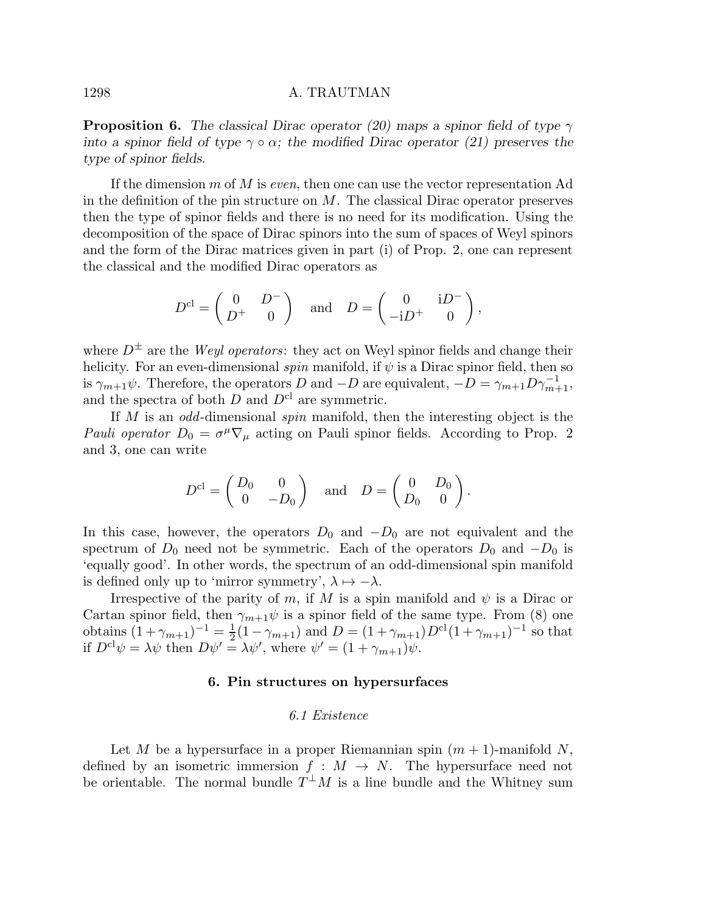**Proposition 6.** *The classical Dirac operator (20) maps a spinor field of type $\gamma$ into a spinor field of type $\gamma \circ \alpha$; the modified Dirac operator (21) preserves the type of spinor fields.*

If the dimension $m$ of $M$ is *even*, then one can use the vector representation Ad in the definition of the pin structure on $M$. The classical Dirac operator preserves then the type of spinor fields and there is no need for its modification. Using the decomposition of the space of Dirac spinors into the sum of spaces of Weyl spinors and the form of the Dirac matrices given in part (i) of Prop. 2, one can represent the classical and the modified Dirac operators as

$$D^{\rm cl} = \begin{pmatrix} 0 & D^- \\ D^+ & 0 \end{pmatrix} \quad \text{and} \quad D = \begin{pmatrix} 0 & \mathrm{i}D^- \\ -\mathrm{i}D^+ & 0 \end{pmatrix},$$

where $D^\pm$ are the *Weyl operators*: they act on Weyl spinor fields and change their helicity. For an even-dimensional *spin* manifold, if $\psi$ is a Dirac spinor field, then so is $\gamma_{m+1}\psi$. Therefore, the operators $D$ and $-D$ are equivalent, $-D = \gamma_{m+1} D \gamma_{m+1}^{-1}$, and the spectra of both $D$ and $D^{\rm cl}$ are symmetric.

If $M$ is an *odd*-dimensional *spin* manifold, then the interesting object is the *Pauli operator* $D_0 = \sigma^\mu \nabla_\mu$ acting on Pauli spinor fields. According to Prop. 2 and 3, one can write

$$D^{\rm cl} = \begin{pmatrix} D_0 & 0 \\ 0 & -D_0 \end{pmatrix} \quad \text{and} \quad D = \begin{pmatrix} 0 & D_0 \\ D_0 & 0 \end{pmatrix}.$$

In this case, however, the operators $D_0$ and $-D_0$ are not equivalent and the spectrum of $D_0$ need not be symmetric. Each of the operators $D_0$ and $-D_0$ is 'equally good'. In other words, the spectrum of an odd-dimensional spin manifold is defined only up to 'mirror symmetry', $\lambda \mapsto -\lambda$.

Irrespective of the parity of $m$, if $M$ is a spin manifold and $\psi$ is a Dirac or Cartan spinor field, then $\gamma_{m+1}\psi$ is a spinor field of the same type. From (8) one obtains $(1+\gamma_{m+1})^{-1} = \frac{1}{2}(1-\gamma_{m+1})$ and $D = (1+\gamma_{m+1}) D^{\rm cl} (1+\gamma_{m+1})^{-1}$ so that if $D^{\rm cl}\psi = \lambda\psi$ then $D\psi' = \lambda\psi'$, where $\psi' = (1+\gamma_{m+1})\psi$.

## 6. Pin structures on hypersurfaces

### 6.1 Existence

Let $M$ be a hypersurface in a proper Riemannian spin $(m+1)$-manifold $N$, defined by an isometric immersion $f : M \to N$. The hypersurface need not be orientable. The normal bundle $T^\perp M$ is a line bundle and the Whitney sum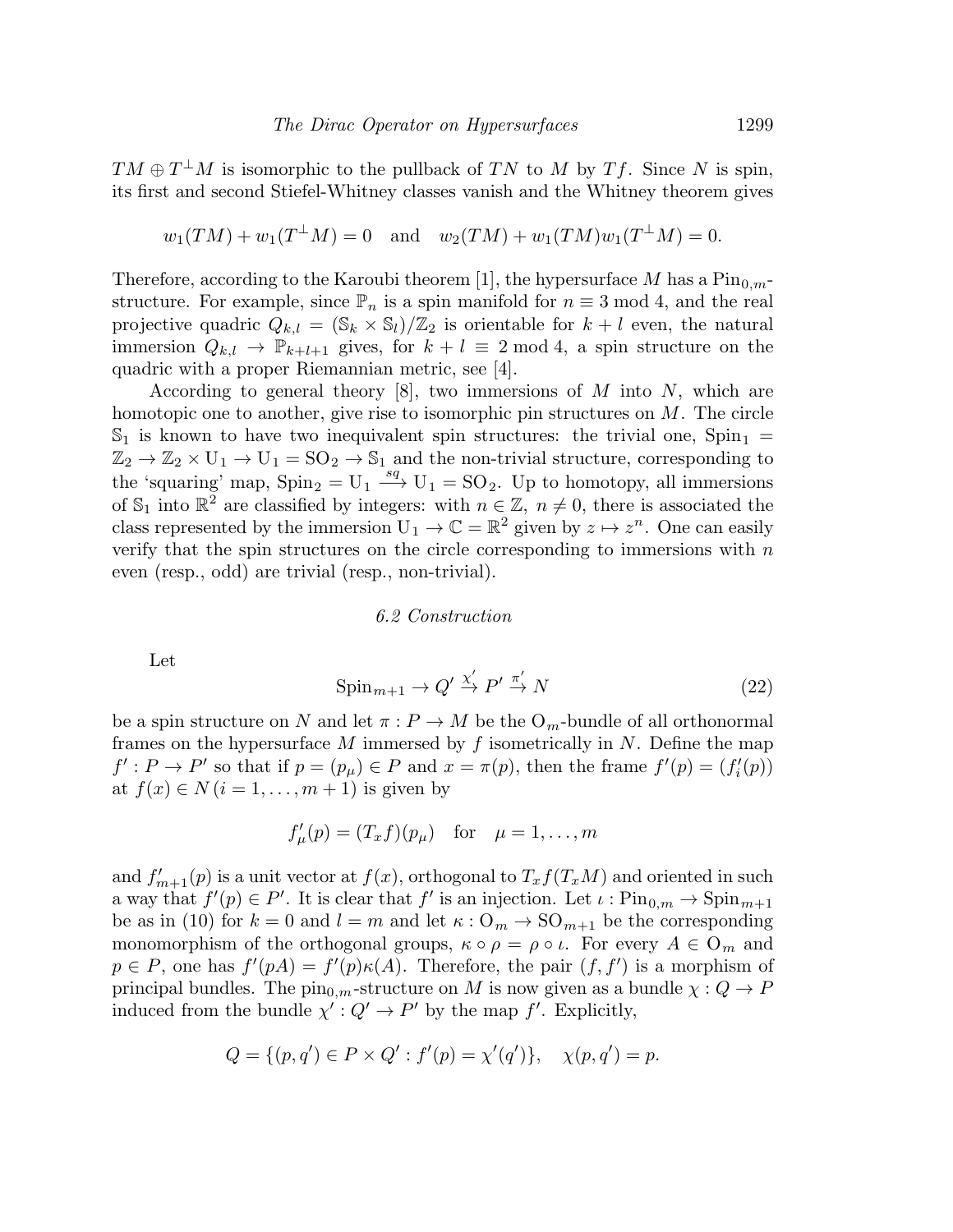$TM \oplus T^{\perp}M$ is isomorphic to the pullback of $TN$ to $M$ by $Tf$. Since $N$ is spin, its first and second Stiefel-Whitney classes vanish and the Whitney theorem gives

$$w_1(TM) + w_1(T^{\perp}M) = 0 \quad \text{and} \quad w_2(TM) + w_1(TM)w_1(T^{\perp}M) = 0.$$

Therefore, according to the Karoubi theorem [1], the hypersurface $M$ has a $\mathrm{Pin}_{0,m}$-structure. For example, since $\mathbb{P}_n$ is a spin manifold for $n \equiv 3 \bmod 4$, and the real projective quadric $Q_{k,l} = (\mathbb{S}_k \times \mathbb{S}_l)/\mathbb{Z}_2$ is orientable for $k+l$ even, the natural immersion $Q_{k,l} \to \mathbb{P}_{k+l+1}$ gives, for $k+l \equiv 2 \bmod 4$, a spin structure on the quadric with a proper Riemannian metric, see [4].

According to general theory [8], two immersions of $M$ into $N$, which are homotopic one to another, give rise to isomorphic pin structures on $M$. The circle $\mathbb{S}_1$ is known to have two inequivalent spin structures: the trivial one, $\mathrm{Spin}_1 = \mathbb{Z}_2 \to \mathbb{Z}_2 \times \mathrm{U}_1 \to \mathrm{U}_1 = \mathrm{SO}_2 \to \mathbb{S}_1$ and the non-trivial structure, corresponding to the 'squaring' map, $\mathrm{Spin}_2 = \mathrm{U}_1 \xrightarrow{sq} \mathrm{U}_1 = \mathrm{SO}_2$. Up to homotopy, all immersions of $\mathbb{S}_1$ into $\mathbb{R}^2$ are classified by integers: with $n \in \mathbb{Z}$, $n \neq 0$, there is associated the class represented by the immersion $\mathrm{U}_1 \to \mathbb{C} = \mathbb{R}^2$ given by $z \mapsto z^n$. One can easily verify that the spin structures on the circle corresponding to immersions with $n$ even (resp., odd) are trivial (resp., non-trivial).

### 6.2 Construction

Let

$$\mathrm{Spin}_{m+1} \to Q' \xrightarrow{\chi'} P' \xrightarrow{\pi'} N \tag{22}$$

be a spin structure on $N$ and let $\pi : P \to M$ be the $\mathrm{O}_m$-bundle of all orthonormal frames on the hypersurface $M$ immersed by $f$ isometrically in $N$. Define the map $f' : P \to P'$ so that if $p = (p_\mu) \in P$ and $x = \pi(p)$, then the frame $f'(p) = (f'_i(p))$ at $f(x) \in N \,(i = 1, \ldots, m+1)$ is given by

$$f'_\mu(p) = (T_x f)(p_\mu) \quad \text{for} \quad \mu = 1, \ldots, m$$

and $f'_{m+1}(p)$ is a unit vector at $f(x)$, orthogonal to $T_x f(T_x M)$ and oriented in such a way that $f'(p) \in P'$. It is clear that $f'$ is an injection. Let $\iota : \mathrm{Pin}_{0,m} \to \mathrm{Spin}_{m+1}$ be as in (10) for $k = 0$ and $l = m$ and let $\kappa : \mathrm{O}_m \to \mathrm{SO}_{m+1}$ be the corresponding monomorphism of the orthogonal groups, $\kappa \circ \rho = \rho \circ \iota$. For every $A \in \mathrm{O}_m$ and $p \in P$, one has $f'(pA) = f'(p)\kappa(A)$. Therefore, the pair $(f, f')$ is a morphism of principal bundles. The $\mathrm{pin}_{0,m}$-structure on $M$ is now given as a bundle $\chi : Q \to P$ induced from the bundle $\chi' : Q' \to P'$ by the map $f'$. Explicitly,

$$Q = \{(p, q') \in P \times Q' : f'(p) = \chi'(q')\}, \quad \chi(p, q') = p.$$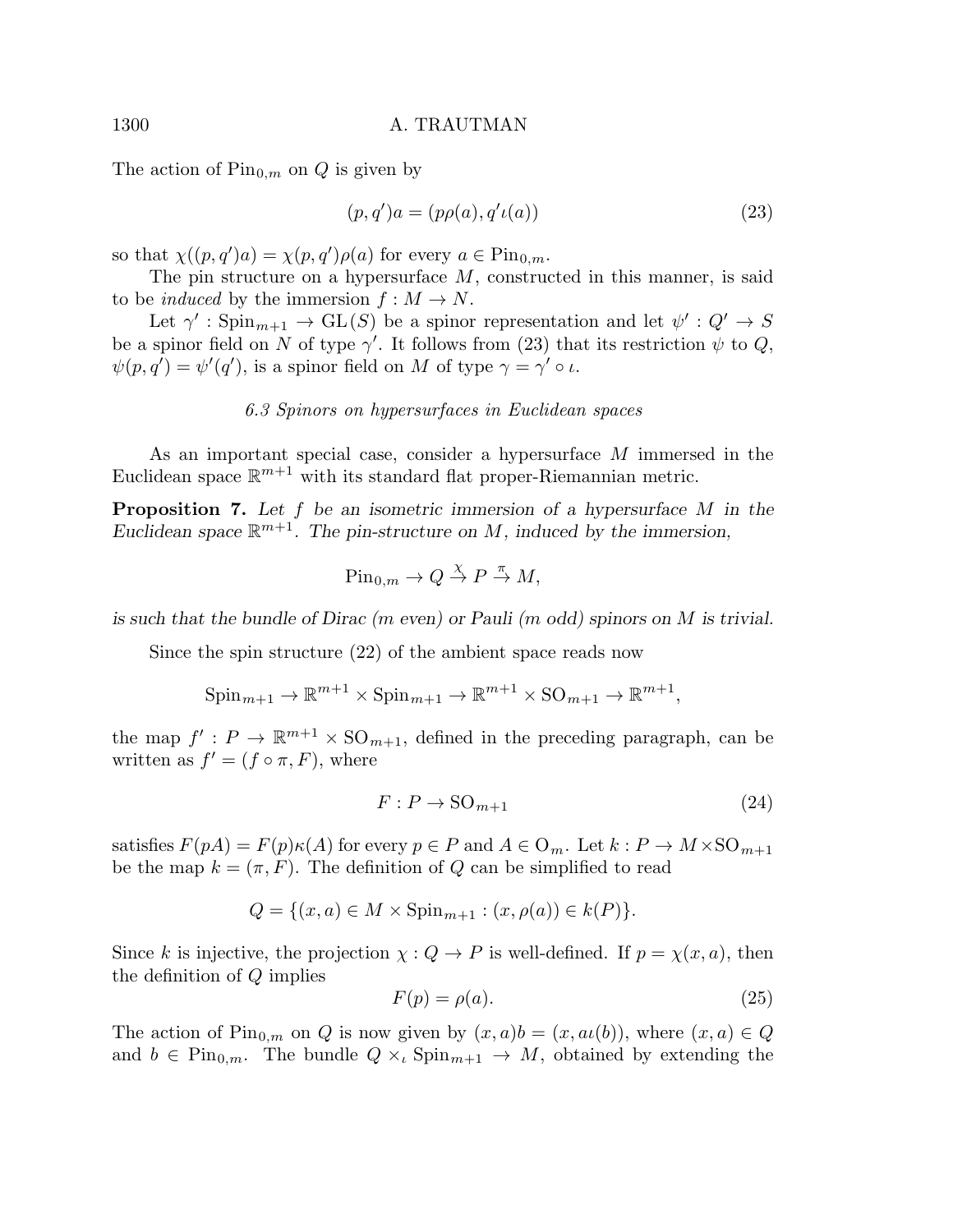The action of $\mathrm{Pin}_{0,m}$ on $Q$ is given by

$$(p, q')a = (p\rho(a), q'\iota(a)) \tag{23}$$

so that $\chi((p,q')a) = \chi(p,q')\rho(a)$ for every $a \in \mathrm{Pin}_{0,m}$.

The pin structure on a hypersurface $M$, constructed in this manner, is said to be *induced* by the immersion $f : M \to N$.

Let $\gamma' : \mathrm{Spin}_{m+1} \to \mathrm{GL}(S)$ be a spinor representation and let $\psi' : Q' \to S$ be a spinor field on $N$ of type $\gamma'$. It follows from (23) that its restriction $\psi$ to $Q$, $\psi(p, q') = \psi'(q')$, is a spinor field on $M$ of type $\gamma = \gamma' \circ \iota$.

### *6.3 Spinors on hypersurfaces in Euclidean spaces*

As an important special case, consider a hypersurface $M$ immersed in the Euclidean space $\mathbb{R}^{m+1}$ with its standard flat proper-Riemannian metric.

**Proposition 7.** *Let $f$ be an isometric immersion of a hypersurface $M$ in the Euclidean space $\mathbb{R}^{m+1}$. The pin-structure on $M$, induced by the immersion,*

$$\mathrm{Pin}_{0,m} \to Q \overset{\chi}{\to} P \overset{\pi}{\to} M,$$

*is such that the bundle of Dirac ($m$ even) or Pauli ($m$ odd) spinors on $M$ is trivial.*

Since the spin structure (22) of the ambient space reads now

$$\mathrm{Spin}_{m+1} \to \mathbb{R}^{m+1} \times \mathrm{Spin}_{m+1} \to \mathbb{R}^{m+1} \times \mathrm{SO}_{m+1} \to \mathbb{R}^{m+1},$$

the map $f' : P \to \mathbb{R}^{m+1} \times \mathrm{SO}_{m+1}$, defined in the preceding paragraph, can be written as $f' = (f \circ \pi, F)$, where

$$F : P \to \mathrm{SO}_{m+1} \tag{24}$$

satisfies $F(pA) = F(p)\kappa(A)$ for every $p \in P$ and $A \in \mathrm{O}_m$. Let $k : P \to M \times \mathrm{SO}_{m+1}$ be the map $k = (\pi, F)$. The definition of $Q$ can be simplified to read

$$Q = \{(x, a) \in M \times \mathrm{Spin}_{m+1} : (x, \rho(a)) \in k(P)\}.$$

Since $k$ is injective, the projection $\chi : Q \to P$ is well-defined. If $p = \chi(x, a)$, then the definition of $Q$ implies

$$F(p) = \rho(a). \tag{25}$$

The action of $\mathrm{Pin}_{0,m}$ on $Q$ is now given by $(x, a)b = (x, a\iota(b))$, where $(x, a) \in Q$ and $b \in \mathrm{Pin}_{0,m}$. The bundle $Q \times_\iota \mathrm{Spin}_{m+1} \to M$, obtained by extending the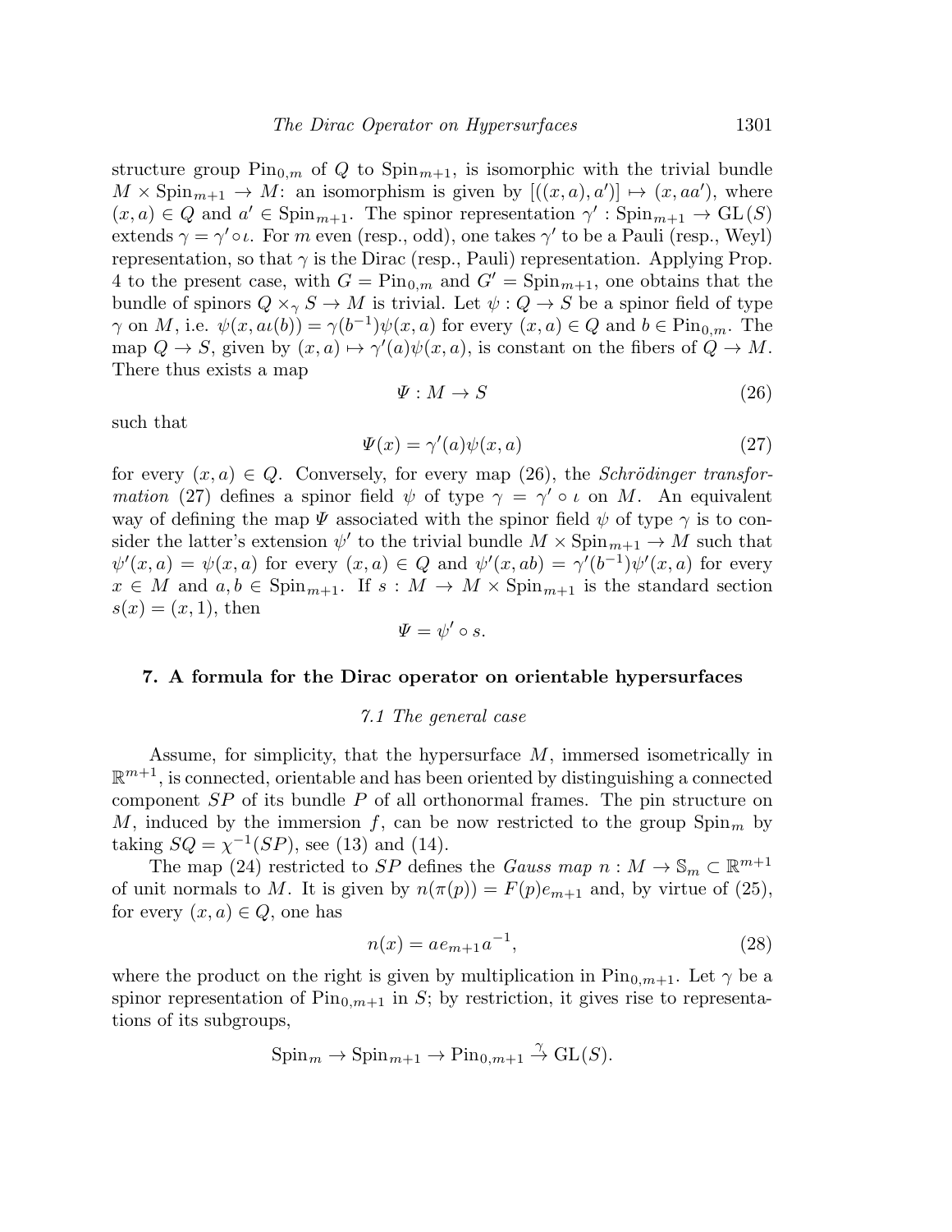structure group $\mathrm{Pin}_{0,m}$ of $Q$ to $\mathrm{Spin}_{m+1}$, is isomorphic with the trivial bundle $M \times \mathrm{Spin}_{m+1} \to M$: an isomorphism is given by $[((x,a),a')] \mapsto (x, aa')$, where $(x,a) \in Q$ and $a' \in \mathrm{Spin}_{m+1}$. The spinor representation $\gamma' : \mathrm{Spin}_{m+1} \to \mathrm{GL}(S)$ extends $\gamma = \gamma' \circ \iota$. For $m$ even (resp., odd), one takes $\gamma'$ to be a Pauli (resp., Weyl) representation, so that $\gamma$ is the Dirac (resp., Pauli) representation. Applying Prop. 4 to the present case, with $G = \mathrm{Pin}_{0,m}$ and $G' = \mathrm{Spin}_{m+1}$, one obtains that the bundle of spinors $Q \times_\gamma S \to M$ is trivial. Let $\psi : Q \to S$ be a spinor field of type $\gamma$ on $M$, i.e. $\psi(x, a\iota(b)) = \gamma(b^{-1})\psi(x,a)$ for every $(x,a) \in Q$ and $b \in \mathrm{Pin}_{0,m}$. The map $Q \to S$, given by $(x,a) \mapsto \gamma'(a)\psi(x,a)$, is constant on the fibers of $Q \to M$. There thus exists a map

$$\Psi : M \to S \tag{26}$$

such that

$$\Psi(x) = \gamma'(a)\psi(x,a) \tag{27}$$

for every $(x,a) \in Q$. Conversely, for every map (26), the *Schrödinger transformation* (27) defines a spinor field $\psi$ of type $\gamma = \gamma' \circ \iota$ on $M$. An equivalent way of defining the map $\Psi$ associated with the spinor field $\psi$ of type $\gamma$ is to consider the latter's extension $\psi'$ to the trivial bundle $M \times \mathrm{Spin}_{m+1} \to M$ such that $\psi'(x,a) = \psi(x,a)$ for every $(x,a) \in Q$ and $\psi'(x,ab) = \gamma'(b^{-1})\psi'(x,a)$ for every $x \in M$ and $a, b \in \mathrm{Spin}_{m+1}$. If $s : M \to M \times \mathrm{Spin}_{m+1}$ is the standard section $s(x) = (x, 1)$, then

$$\Psi = \psi' \circ s.$$

## 7. A formula for the Dirac operator on orientable hypersurfaces

### 7.1 The general case

Assume, for simplicity, that the hypersurface $M$, immersed isometrically in $\mathbb{R}^{m+1}$, is connected, orientable and has been oriented by distinguishing a connected component $SP$ of its bundle $P$ of all orthonormal frames. The pin structure on $M$, induced by the immersion $f$, can be now restricted to the group $\mathrm{Spin}_m$ by taking $SQ = \chi^{-1}(SP)$, see (13) and (14).

The map (24) restricted to $SP$ defines the *Gauss map* $n : M \to \mathbb{S}_m \subset \mathbb{R}^{m+1}$ of unit normals to $M$. It is given by $n(\pi(p)) = F(p)e_{m+1}$ and, by virtue of (25), for every $(x,a) \in Q$, one has

$$n(x) = ae_{m+1}a^{-1}, \tag{28}$$

where the product on the right is given by multiplication in $\mathrm{Pin}_{0,m+1}$. Let $\gamma$ be a spinor representation of $\mathrm{Pin}_{0,m+1}$ in $S$; by restriction, it gives rise to representations of its subgroups,

$$\mathrm{Spin}_m \to \mathrm{Spin}_{m+1} \to \mathrm{Pin}_{0,m+1} \xrightarrow{\gamma} \mathrm{GL}(S).$$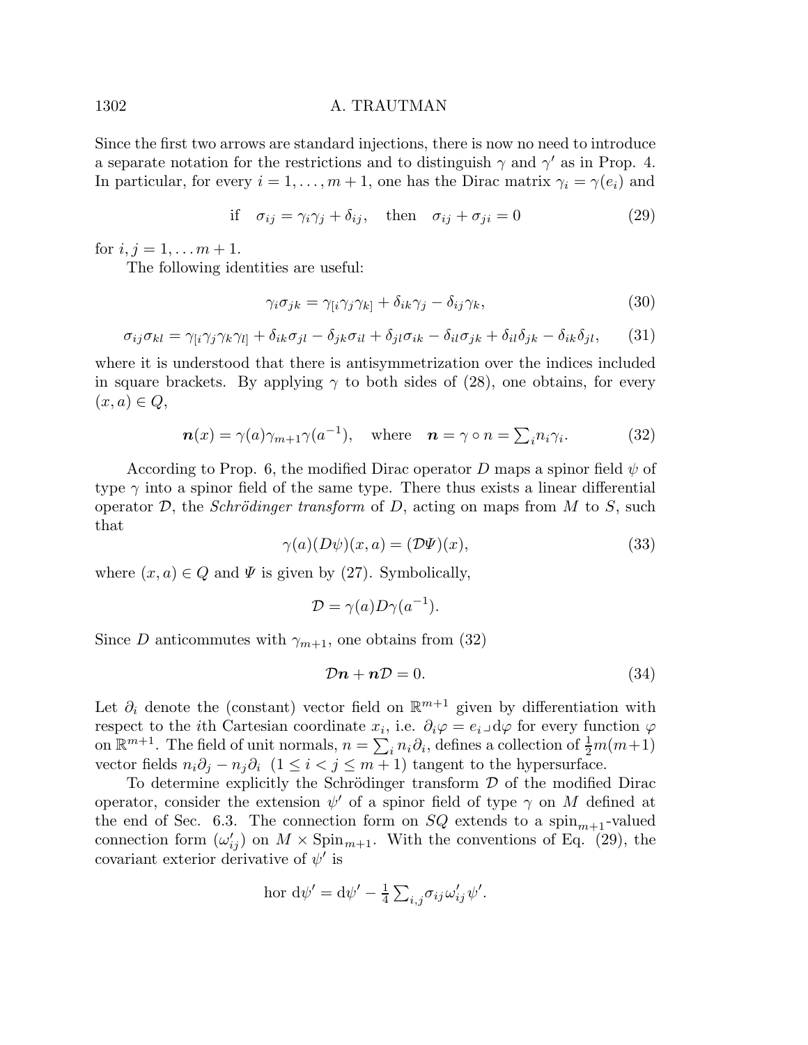Since the first two arrows are standard injections, there is now no need to introduce a separate notation for the restrictions and to distinguish $\gamma$ and $\gamma'$ as in Prop. 4. In particular, for every $i = 1, \dots, m+1$, one has the Dirac matrix $\gamma_i = \gamma(e_i)$ and

$$\text{if} \quad \sigma_{ij} = \gamma_i \gamma_j + \delta_{ij}, \quad \text{then} \quad \sigma_{ij} + \sigma_{ji} = 0 \tag{29}$$

for $i, j = 1, \dots m+1$.

The following identities are useful:

$$\gamma_i \sigma_{jk} = \gamma_{[i}\gamma_j\gamma_{k]} + \delta_{ik}\gamma_j - \delta_{ij}\gamma_k, \tag{30}$$

$$\sigma_{ij}\sigma_{kl} = \gamma_{[i}\gamma_j\gamma_k\gamma_{l]} + \delta_{ik}\sigma_{jl} - \delta_{jk}\sigma_{il} + \delta_{jl}\sigma_{ik} - \delta_{il}\sigma_{jk} + \delta_{il}\delta_{jk} - \delta_{ik}\delta_{jl}, \tag{31}$$

where it is understood that there is antisymmetrization over the indices included in square brackets. By applying $\gamma$ to both sides of (28), one obtains, for every $(x, a) \in Q$,

$$\boldsymbol{n}(x) = \gamma(a)\gamma_{m+1}\gamma(a^{-1}), \quad \text{where} \quad \boldsymbol{n} = \gamma \circ n = \textstyle\sum_i n_i \gamma_i. \tag{32}$$

According to Prop. 6, the modified Dirac operator $D$ maps a spinor field $\psi$ of type $\gamma$ into a spinor field of the same type. There thus exists a linear differential operator $\mathcal{D}$, the *Schrödinger transform* of $D$, acting on maps from $M$ to $S$, such that

$$\gamma(a)(D\psi)(x, a) = (\mathcal{D}\Psi)(x), \tag{33}$$

where $(x, a) \in Q$ and $\Psi$ is given by (27). Symbolically,

$$\mathcal{D} = \gamma(a) D \gamma(a^{-1}).$$

Since $D$ anticommutes with $\gamma_{m+1}$, one obtains from (32)

$$\mathcal{D}\boldsymbol{n} + \boldsymbol{n}\mathcal{D} = 0. \tag{34}$$

Let $\partial_i$ denote the (constant) vector field on $\mathbb{R}^{m+1}$ given by differentiation with respect to the $i$th Cartesian coordinate $x_i$, i.e. $\partial_i \varphi = e_i \lrcorner \mathrm{d}\varphi$ for every function $\varphi$ on $\mathbb{R}^{m+1}$. The field of unit normals, $n = \sum_i n_i \partial_i$, defines a collection of $\frac{1}{2}m(m+1)$ vector fields $n_i\partial_j - n_j\partial_i$ $(1 \leq i < j \leq m+1)$ tangent to the hypersurface.

To determine explicitly the Schrödinger transform $\mathcal{D}$ of the modified Dirac operator, consider the extension $\psi'$ of a spinor field of type $\gamma$ on $M$ defined at the end of Sec. 6.3. The connection form on $SQ$ extends to a $\mathrm{spin}_{m+1}$-valued connection form $(\omega'_{ij})$ on $M \times \mathrm{Spin}_{m+1}$. With the conventions of Eq. (29), the covariant exterior derivative of $\psi'$ is

$$\text{hor } \mathrm{d}\psi' = \mathrm{d}\psi' - \tfrac{1}{4}\textstyle\sum_{i,j} \sigma_{ij}\omega'_{ij}\psi'.$$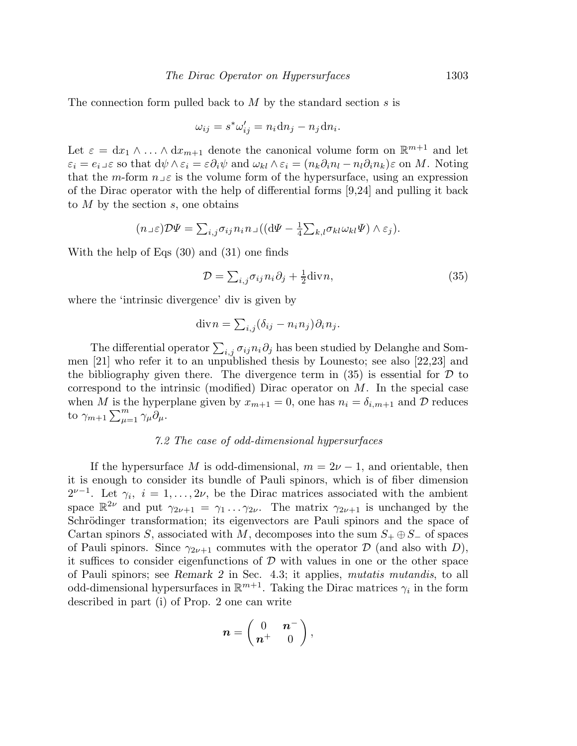The connection form pulled back to $M$ by the standard section $s$ is

$$\omega_{ij} = s^*\omega'_{ij} = n_i \mathrm{d}n_j - n_j \mathrm{d}n_i.$$

Let $\varepsilon = \mathrm{d}x_1 \wedge \ldots \wedge \mathrm{d}x_{m+1}$ denote the canonical volume form on $\mathbb{R}^{m+1}$ and let $\varepsilon_i = e_i \lrcorner \varepsilon$ so that $\mathrm{d}\psi \wedge \varepsilon_i = \varepsilon \partial_i \psi$ and $\omega_{kl} \wedge \varepsilon_i = (n_k \partial_i n_l - n_l \partial_i n_k)\varepsilon$ on $M$. Noting that the $m$-form $n \lrcorner \varepsilon$ is the volume form of the hypersurface, using an expression of the Dirac operator with the help of differential forms [9,24] and pulling it back to $M$ by the section $s$, one obtains

$$(n \lrcorner \varepsilon)\mathcal{D}\Psi = \textstyle\sum_{i,j} \sigma_{ij} n_i n \lrcorner ((\mathrm{d}\Psi - \frac{1}{4}\sum_{k,l} \sigma_{kl}\omega_{kl}\Psi) \wedge \varepsilon_j).$$

With the help of Eqs (30) and (31) one finds

$$\mathcal{D} = \textstyle\sum_{i,j} \sigma_{ij} n_i \partial_j + \frac{1}{2}\mathrm{div} n, \tag{35}$$

where the 'intrinsic divergence' div is given by

$$\mathrm{div} n = \textstyle\sum_{i,j} (\delta_{ij} - n_i n_j)\partial_i n_j.$$

The differential operator $\sum_{i,j} \sigma_{ij} n_i \partial_j$ has been studied by Delanghe and Sommen [21] who refer it to an unpublished thesis by Lounesto; see also [22,23] and the bibliography given there. The divergence term in (35) is essential for $\mathcal{D}$ to correspond to the intrinsic (modified) Dirac operator on $M$. In the special case when $M$ is the hyperplane given by $x_{m+1} = 0$, one has $n_i = \delta_{i,m+1}$ and $\mathcal{D}$ reduces to $\gamma_{m+1} \sum_{\mu=1}^{m} \gamma_\mu \partial_\mu$.

### *7.2 The case of odd-dimensional hypersurfaces*

If the hypersurface $M$ is odd-dimensional, $m = 2\nu - 1$, and orientable, then it is enough to consider its bundle of Pauli spinors, which is of fiber dimension $2^{\nu-1}$. Let $\gamma_i$, $i = 1, \ldots, 2\nu$, be the Dirac matrices associated with the ambient space $\mathbb{R}^{2\nu}$ and put $\gamma_{2\nu+1} = \gamma_1 \ldots \gamma_{2\nu}$. The matrix $\gamma_{2\nu+1}$ is unchanged by the Schrödinger transformation; its eigenvectors are Pauli spinors and the space of Cartan spinors $S$, associated with $M$, decomposes into the sum $S_+ \oplus S_-$ of spaces of Pauli spinors. Since $\gamma_{2\nu+1}$ commutes with the operator $\mathcal{D}$ (and also with $D$), it suffices to consider eigenfunctions of $\mathcal{D}$ with values in one or the other space of Pauli spinors; see *Remark 2* in Sec. 4.3; it applies, *mutatis mutandis*, to all odd-dimensional hypersurfaces in $\mathbb{R}^{m+1}$. Taking the Dirac matrices $\gamma_i$ in the form described in part (i) of Prop. 2 one can write

$$\boldsymbol{n} = \begin{pmatrix} 0 & \boldsymbol{n}^- \\ \boldsymbol{n}^+ & 0 \end{pmatrix},$$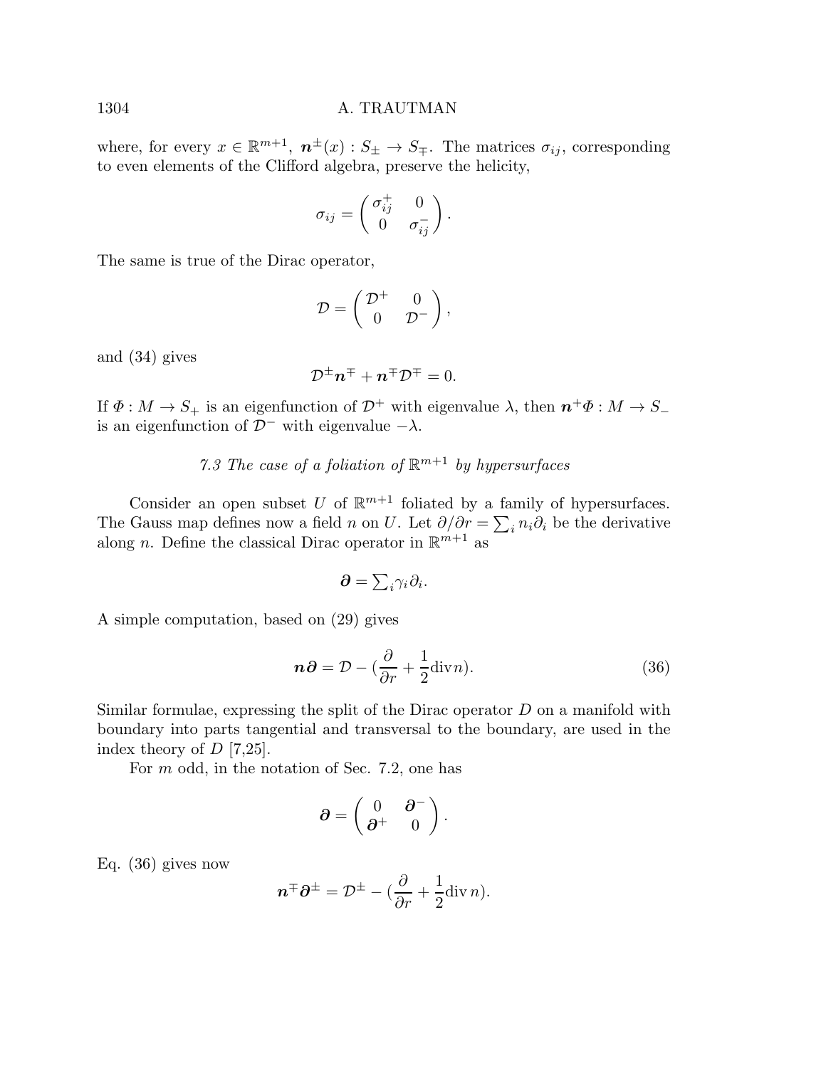where, for every $x \in \mathbb{R}^{m+1}$, $\boldsymbol{n}^{\pm}(x) : S_{\pm} \to S_{\mp}$. The matrices $\sigma_{ij}$, corresponding to even elements of the Clifford algebra, preserve the helicity,

$$\sigma_{ij} = \begin{pmatrix} \sigma_{ij}^{+} & 0 \\ 0 & \sigma_{ij}^{-} \end{pmatrix}.$$

The same is true of the Dirac operator,

$$\mathcal{D} = \begin{pmatrix} \mathcal{D}^{+} & 0 \\ 0 & \mathcal{D}^{-} \end{pmatrix},$$

and (34) gives

$$\mathcal{D}^{\pm}\boldsymbol{n}^{\mp} + \boldsymbol{n}^{\mp}\mathcal{D}^{\mp} = 0.$$

If $\Phi : M \to S_{+}$ is an eigenfunction of $\mathcal{D}^{+}$ with eigenvalue $\lambda$, then $\boldsymbol{n}^{+}\Phi : M \to S_{-}$ is an eigenfunction of $\mathcal{D}^{-}$ with eigenvalue $-\lambda$.

### *7.3 The case of a foliation of $\mathbb{R}^{m+1}$ by hypersurfaces*

Consider an open subset $U$ of $\mathbb{R}^{m+1}$ foliated by a family of hypersurfaces. The Gauss map defines now a field $n$ on $U$. Let $\partial/\partial r = \sum_i n_i \partial_i$ be the derivative along $n$. Define the classical Dirac operator in $\mathbb{R}^{m+1}$ as

$$\boldsymbol{\partial} = \textstyle\sum_i \gamma_i \partial_i.$$

A simple computation, based on (29) gives

$$\boldsymbol{n}\boldsymbol{\partial} = \mathcal{D} - (\frac{\partial}{\partial r} + \frac{1}{2}\mathrm{div} n). \tag{36}$$

Similar formulae, expressing the split of the Dirac operator $D$ on a manifold with boundary into parts tangential and transversal to the boundary, are used in the index theory of $D$ [7,25].

For $m$ odd, in the notation of Sec. 7.2, one has

$$\boldsymbol{\partial} = \begin{pmatrix} 0 & \boldsymbol{\partial}^{-} \\ \boldsymbol{\partial}^{+} & 0 \end{pmatrix}.$$

Eq. (36) gives now

$$\boldsymbol{n}^{\mp}\boldsymbol{\partial}^{\pm} = \mathcal{D}^{\pm} - (\frac{\partial}{\partial r} + \frac{1}{2}\mathrm{div}\, n).$$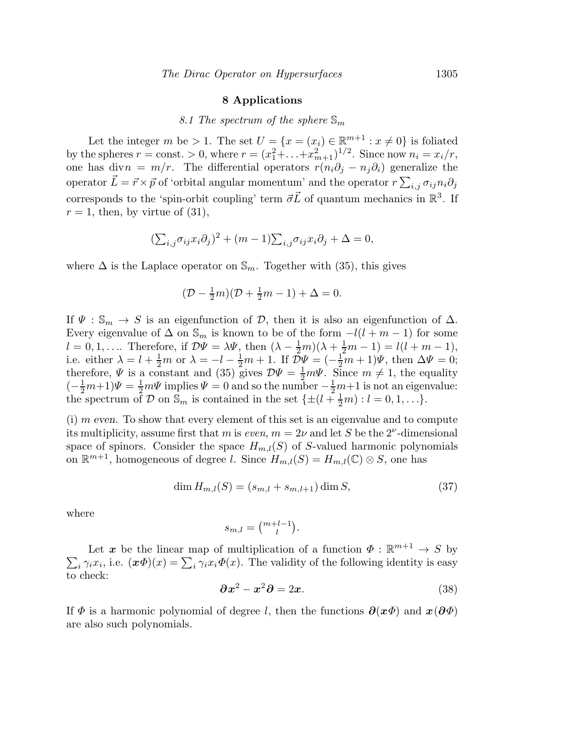## 8 Applications

### *8.1 The spectrum of the sphere $\mathbb{S}_m$*

Let the integer $m$ be $> 1$. The set $U = \{x = (x_i) \in \mathbb{R}^{m+1} : x \neq 0\}$ is foliated by the spheres $r = \text{const.} > 0$, where $r = (x_1^2 + \ldots + x_{m+1}^2)^{1/2}$. Since now $n_i = x_i/r$, one has $\text{div} n = m/r$. The differential operators $r(n_i \partial_j - n_j \partial_i)$ generalize the operator $\vec{L} = \vec{r} \times \vec{p}$ of 'orbital angular momentum' and the operator $r \sum_{i,j} \sigma_{ij} n_i \partial_j$ corresponds to the 'spin-orbit coupling' term $\vec{\sigma}\vec{L}$ of quantum mechanics in $\mathbb{R}^3$. If $r = 1$, then, by virtue of (31),

$$(\textstyle\sum_{i,j} \sigma_{ij} x_i \partial_j)^2 + (m-1) \textstyle\sum_{i,j} \sigma_{ij} x_i \partial_j + \Delta = 0,$$

where $\Delta$ is the Laplace operator on $\mathbb{S}_m$. Together with (35), this gives

$$(\mathcal{D} - \tfrac{1}{2}m)(\mathcal{D} + \tfrac{1}{2}m - 1) + \Delta = 0.$$

If $\Psi : \mathbb{S}_m \to S$ is an eigenfunction of $\mathcal{D}$, then it is also an eigenfunction of $\Delta$. Every eigenvalue of $\Delta$ on $\mathbb{S}_m$ is known to be of the form $-l(l+m-1)$ for some $l = 0, 1, \ldots$. Therefore, if $\mathcal{D}\Psi = \lambda\Psi$, then $(\lambda - \frac{1}{2}m)(\lambda + \frac{1}{2}m - 1) = l(l+m-1)$, i.e. either $\lambda = l + \frac{1}{2}m$ or $\lambda = -l - \frac{1}{2}m + 1$. If $\mathcal{D}\Psi = (-\frac{1}{2}m + 1)\Psi$, then $\Delta\Psi = 0$; therefore, $\Psi$ is a constant and (35) gives $\mathcal{D}\Psi = \frac{1}{2}m\Psi$. Since $m \neq 1$, the equality $(-\frac{1}{2}m + 1)\Psi = \frac{1}{2}m\Psi$ implies $\Psi = 0$ and so the number $-\frac{1}{2}m + 1$ is not an eigenvalue: the spectrum of $\mathcal{D}$ on $\mathbb{S}_m$ is contained in the set $\{\pm(l + \frac{1}{2}m) : l = 0, 1, \ldots\}$.

(i) *m even.* To show that every element of this set is an eigenvalue and to compute its multiplicity, assume first that $m$ is *even*, $m = 2\nu$ and let $S$ be the $2^\nu$-dimensional space of spinors. Consider the space $H_{m,l}(S)$ of $S$-valued harmonic polynomials on $\mathbb{R}^{m+1}$, homogeneous of degree $l$. Since $H_{m,l}(S) = H_{m,l}(\mathbb{C}) \otimes S$, one has

$$\dim H_{m,l}(S) = (s_{m,l} + s_{m,l+1}) \dim S, \tag{37}$$

where

$$s_{m,l} = \tbinom{m+l-1}{l}.$$

Let $\boldsymbol{x}$ be the linear map of multiplication of a function $\Phi : \mathbb{R}^{m+1} \to S$ by $\sum_i \gamma_i x_i$, i.e. $(\boldsymbol{x}\Phi)(x) = \sum_i \gamma_i x_i \Phi(x)$. The validity of the following identity is easy to check:

$$\boldsymbol{\partial}\boldsymbol{x}^2 - \boldsymbol{x}^2\boldsymbol{\partial} = 2\boldsymbol{x}. \tag{38}$$

If $\Phi$ is a harmonic polynomial of degree $l$, then the functions $\boldsymbol{\partial}(\boldsymbol{x}\Phi)$ and $\boldsymbol{x}(\boldsymbol{\partial}\Phi)$ are also such polynomials.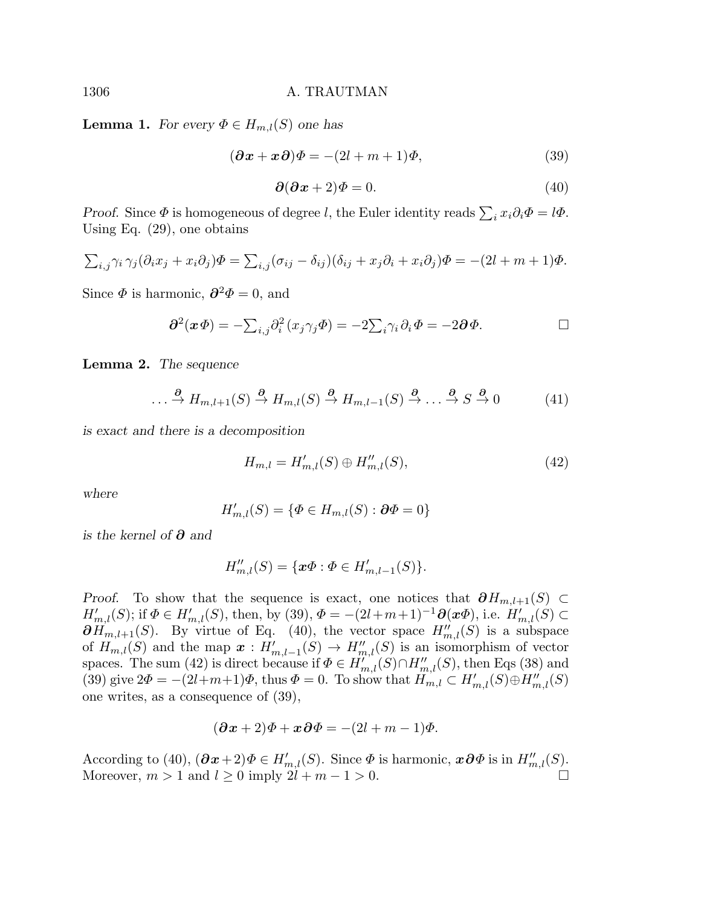**Lemma 1.** *For every $\Phi \in H_{m,l}(S)$ one has*

$$(\boldsymbol{\partial x} + \boldsymbol{x\partial})\Phi = -(2l + m + 1)\Phi, \tag{39}$$

$$\boldsymbol{\partial}(\boldsymbol{\partial x} + 2)\Phi = 0. \tag{40}$$

*Proof.* Since $\Phi$ is homogeneous of degree $l$, the Euler identity reads $\sum_i x_i \partial_i \Phi = l\Phi$. Using Eq. (29), one obtains

$$\textstyle\sum_{i,j} \gamma_i \gamma_j (\partial_i x_j + x_i \partial_j)\Phi = \sum_{i,j}(\sigma_{ij} - \delta_{ij})(\delta_{ij} + x_j \partial_i + x_i \partial_j)\Phi = -(2l + m + 1)\Phi.$$

Since $\Phi$ is harmonic, $\boldsymbol{\partial}^2 \Phi = 0$, and

$$\boldsymbol{\partial}^2(\boldsymbol{x}\Phi) = -\textstyle\sum_{i,j} \partial_i^2 (x_j \gamma_j \Phi) = -2\sum_i \gamma_i \partial_i \Phi = -2\boldsymbol{\partial}\Phi. \qquad \square$$

**Lemma 2.** *The sequence*

$$\ldots \xrightarrow{\boldsymbol{\partial}} H_{m,l+1}(S) \xrightarrow{\boldsymbol{\partial}} H_{m,l}(S) \xrightarrow{\boldsymbol{\partial}} H_{m,l-1}(S) \xrightarrow{\boldsymbol{\partial}} \ldots \xrightarrow{\boldsymbol{\partial}} S \xrightarrow{\boldsymbol{\partial}} 0 \tag{41}$$

*is exact and there is a decomposition*

$$H_{m,l} = H'_{m,l}(S) \oplus H''_{m,l}(S), \tag{42}$$

*where*

$$H'_{m,l}(S) = \{\Phi \in H_{m,l}(S) : \boldsymbol{\partial}\Phi = 0\}$$

*is the kernel of $\boldsymbol{\partial}$ and*

$$H''_{m,l}(S) = \{\boldsymbol{x}\Phi : \Phi \in H'_{m,l-1}(S)\}.$$

*Proof.* To show that the sequence is exact, one notices that $\boldsymbol{\partial} H_{m,l+1}(S) \subset H'_{m,l}(S)$; if $\Phi \in H'_{m,l}(S)$, then, by (39), $\Phi = -(2l+m+1)^{-1}\boldsymbol{\partial}(\boldsymbol{x}\Phi)$, i.e. $H'_{m,l}(S) \subset \boldsymbol{\partial} H_{m,l+1}(S)$. By virtue of Eq. (40), the vector space $H''_{m,l}(S)$ is a subspace of $H_{m,l}(S)$ and the map $\boldsymbol{x} : H'_{m,l-1}(S) \to H''_{m,l}(S)$ is an isomorphism of vector spaces. The sum (42) is direct because if $\Phi \in H'_{m,l}(S) \cap H''_{m,l}(S)$, then Eqs (38) and (39) give $2\Phi = -(2l+m+1)\Phi$, thus $\Phi = 0$. To show that $H_{m,l} \subset H'_{m,l}(S) \oplus H''_{m,l}(S)$ one writes, as a consequence of (39),

$$(\boldsymbol{\partial x} + 2)\Phi + \boldsymbol{x\partial}\Phi = -(2l + m - 1)\Phi.$$

According to (40), $(\boldsymbol{\partial x} + 2)\Phi \in H'_{m,l}(S)$. Since $\Phi$ is harmonic, $\boldsymbol{x\partial}\Phi$ is in $H''_{m,l}(S)$. Moreover, $m > 1$ and $l \geq 0$ imply $2l + m - 1 > 0$. $\square$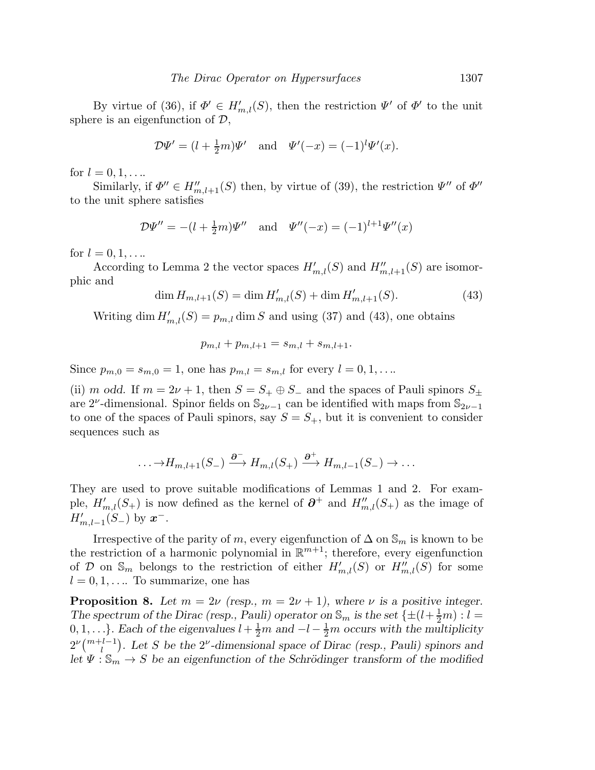By virtue of (36), if $\Phi' \in H'_{m,l}(S)$, then the restriction $\Psi'$ of $\Phi'$ to the unit sphere is an eigenfunction of $\mathcal{D}$,

$$\mathcal{D}\Psi' = (l + \tfrac{1}{2}m)\Psi' \quad \text{and} \quad \Psi'(-x) = (-1)^l \Psi'(x).$$

for $l = 0, 1, \ldots$.

Similarly, if $\Phi'' \in H''_{m,l+1}(S)$ then, by virtue of (39), the restriction $\Psi''$ of $\Phi''$ to the unit sphere satisfies

$$\mathcal{D}\Psi'' = -(l + \tfrac{1}{2}m)\Psi'' \quad \text{and} \quad \Psi''(-x) = (-1)^{l+1}\Psi''(x)$$

for $l = 0, 1, \ldots$.

According to Lemma 2 the vector spaces $H'_{m,l}(S)$ and $H''_{m,l+1}(S)$ are isomorphic and

$$\dim H_{m,l+1}(S) = \dim H'_{m,l}(S) + \dim H'_{m,l+1}(S). \tag{43}$$

Writing $\dim H'_{m,l}(S) = p_{m,l} \dim S$ and using (37) and (43), one obtains

$$p_{m,l} + p_{m,l+1} = s_{m,l} + s_{m,l+1}.$$

Since $p_{m,0} = s_{m,0} = 1$, one has $p_{m,l} = s_{m,l}$ for every $l = 0, 1, \ldots$.

(ii) *m odd.* If $m = 2\nu + 1$, then $S = S_+ \oplus S_-$ and the spaces of Pauli spinors $S_\pm$ are $2^\nu$-dimensional. Spinor fields on $\mathbb{S}_{2\nu-1}$ can be identified with maps from $\mathbb{S}_{2\nu-1}$ to one of the spaces of Pauli spinors, say $S = S_+$, but it is convenient to consider sequences such as

$$\ldots \to H_{m,l+1}(S_-) \xrightarrow{\boldsymbol{\partial}^-} H_{m,l}(S_+) \xrightarrow{\boldsymbol{\partial}^+} H_{m,l-1}(S_-) \to \ldots$$

They are used to prove suitable modifications of Lemmas 1 and 2. For example, $H'_{m,l}(S_+)$ is now defined as the kernel of $\boldsymbol{\partial}^+$ and $H''_{m,l}(S_+)$ as the image of $H'_{m,l-1}(S_-)$ by $\boldsymbol{x}^-$.

Irrespective of the parity of $m$, every eigenfunction of $\Delta$ on $\mathbb{S}_m$ is known to be the restriction of a harmonic polynomial in $\mathbb{R}^{m+1}$; therefore, every eigenfunction of $\mathcal{D}$ on $\mathbb{S}_m$ belongs to the restriction of either $H'_{m,l}(S)$ or $H''_{m,l}(S)$ for some $l = 0, 1, \ldots$. To summarize, one has

**Proposition 8.** *Let $m = 2\nu$ (resp., $m = 2\nu + 1$), where $\nu$ is a positive integer. The spectrum of the Dirac (resp., Pauli) operator on $\mathbb{S}_m$ is the set $\{\pm(l + \frac{1}{2}m) : l = 0, 1, \ldots\}$. Each of the eigenvalues $l + \frac{1}{2}m$ and $-l - \frac{1}{2}m$ occurs with the multiplicity $2^\nu \binom{m+l-1}{l}$. Let $S$ be the $2^\nu$-dimensional space of Dirac (resp., Pauli) spinors and let $\Psi : \mathbb{S}_m \to S$ be an eigenfunction of the Schrödinger transform of the modified*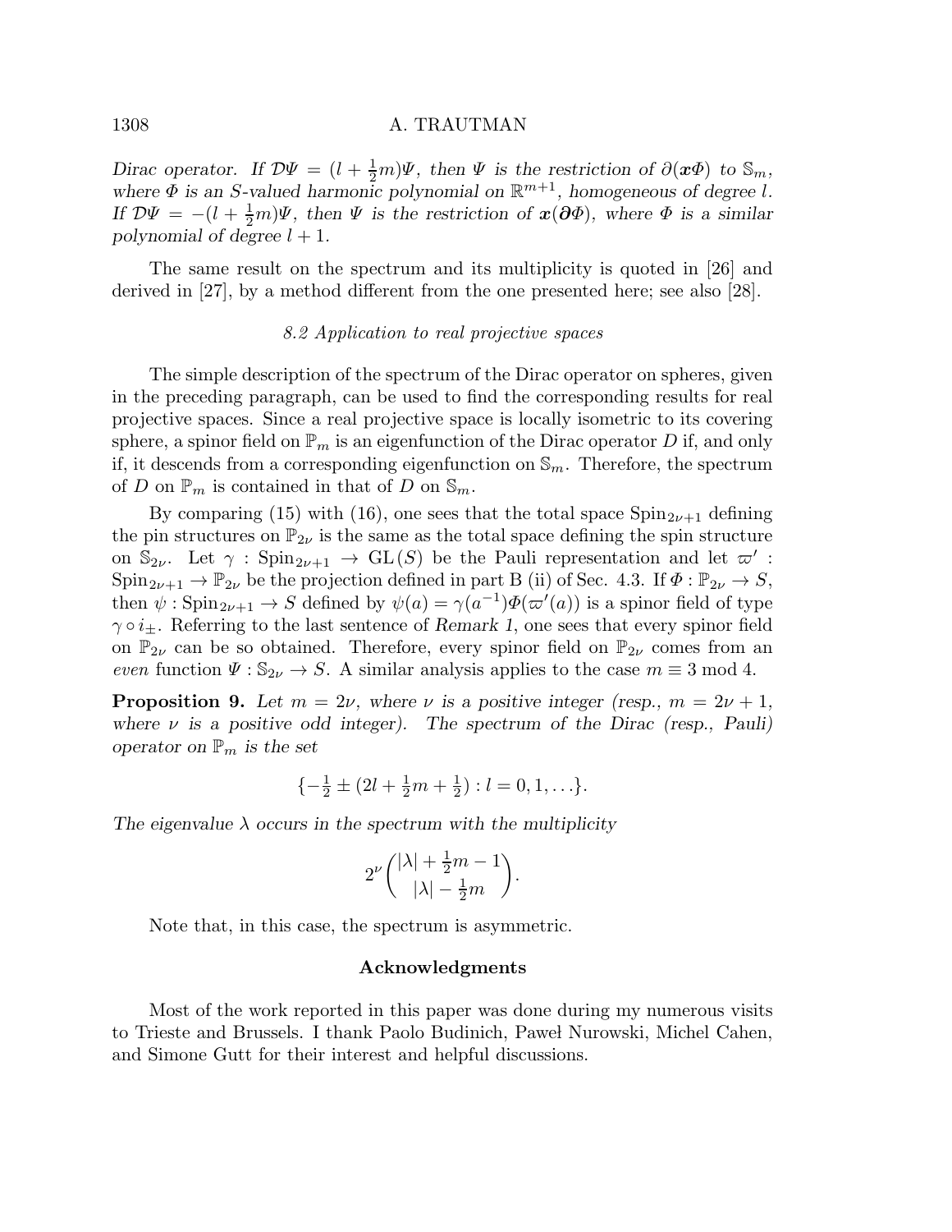*Dirac operator. If $\mathcal{D}\Psi = (l + \frac{1}{2}m)\Psi$, then $\Psi$ is the restriction of $\partial(\boldsymbol{x}\Phi)$ to $\mathbb{S}_m$, where $\Phi$ is an $S$-valued harmonic polynomial on $\mathbb{R}^{m+1}$, homogeneous of degree $l$. If $\mathcal{D}\Psi = -(l + \frac{1}{2}m)\Psi$, then $\Psi$ is the restriction of $\boldsymbol{x}(\boldsymbol{\partial}\Phi)$, where $\Phi$ is a similar polynomial of degree $l+1$.*

The same result on the spectrum and its multiplicity is quoted in [26] and derived in [27], by a method different from the one presented here; see also [28].

### *8.2 Application to real projective spaces*

The simple description of the spectrum of the Dirac operator on spheres, given in the preceding paragraph, can be used to find the corresponding results for real projective spaces. Since a real projective space is locally isometric to its covering sphere, a spinor field on $\mathbb{P}_m$ is an eigenfunction of the Dirac operator $D$ if, and only if, it descends from a corresponding eigenfunction on $\mathbb{S}_m$. Therefore, the spectrum of $D$ on $\mathbb{P}_m$ is contained in that of $D$ on $\mathbb{S}_m$.

By comparing (15) with (16), one sees that the total space $\mathrm{Spin}_{2\nu+1}$ defining the pin structures on $\mathbb{P}_{2\nu}$ is the same as the total space defining the spin structure on $\mathbb{S}_{2\nu}$. Let $\gamma : \mathrm{Spin}_{2\nu+1} \to \mathrm{GL}(S)$ be the Pauli representation and let $\varpi' : \mathrm{Spin}_{2\nu+1} \to \mathbb{P}_{2\nu}$ be the projection defined in part B (ii) of Sec. 4.3. If $\Phi : \mathbb{P}_{2\nu} \to S$, then $\psi : \mathrm{Spin}_{2\nu+1} \to S$ defined by $\psi(a) = \gamma(a^{-1})\Phi(\varpi'(a))$ is a spinor field of type $\gamma \circ i_{\pm}$. Referring to the last sentence of *Remark 1*, one sees that every spinor field on $\mathbb{P}_{2\nu}$ can be so obtained. Therefore, every spinor field on $\mathbb{P}_{2\nu}$ comes from an *even* function $\Psi : \mathbb{S}_{2\nu} \to S$. A similar analysis applies to the case $m \equiv 3 \bmod 4$.

**Proposition 9.** *Let $m = 2\nu$, where $\nu$ is a positive integer (resp., $m = 2\nu + 1$, where $\nu$ is a positive odd integer). The spectrum of the Dirac (resp., Pauli) operator on $\mathbb{P}_m$ is the set*

$$\{-\tfrac{1}{2} \pm (2l + \tfrac{1}{2}m + \tfrac{1}{2}) : l = 0, 1, \ldots\}.$$

*The eigenvalue $\lambda$ occurs in the spectrum with the multiplicity*

$$2^{\nu}\binom{|\lambda| + \frac{1}{2}m - 1}{|\lambda| - \frac{1}{2}m}.$$

Note that, in this case, the spectrum is asymmetric.

## Acknowledgments

Most of the work reported in this paper was done during my numerous visits to Trieste and Brussels. I thank Paolo Budinich, Paweł Nurowski, Michel Cahen, and Simone Gutt for their interest and helpful discussions.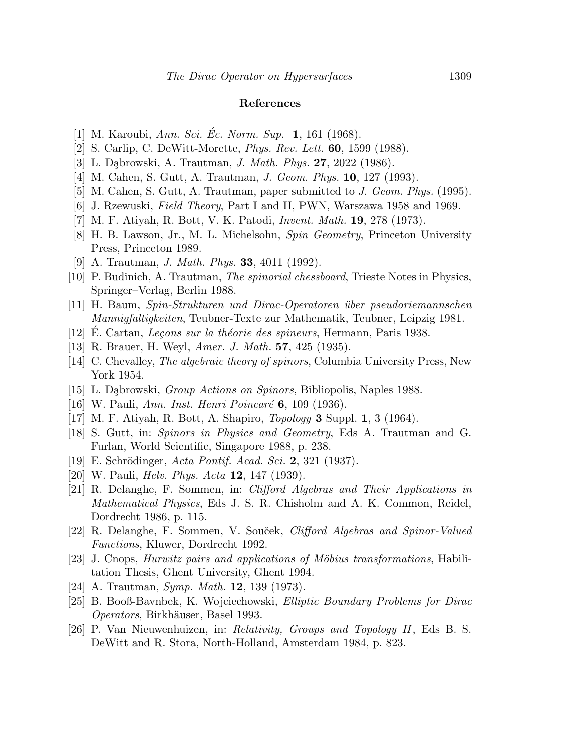## References

[1] M. Karoubi, *Ann. Sci. Éc. Norm. Sup.* **1**, 161 (1968).
[2] S. Carlip, C. DeWitt-Morette, *Phys. Rev. Lett.* **60**, 1599 (1988).
[3] L. Dąbrowski, A. Trautman, *J. Math. Phys.* **27**, 2022 (1986).
[4] M. Cahen, S. Gutt, A. Trautman, *J. Geom. Phys.* **10**, 127 (1993).
[5] M. Cahen, S. Gutt, A. Trautman, paper submitted to *J. Geom. Phys.* (1995).
[6] J. Rzewuski, *Field Theory*, Part I and II, PWN, Warszawa 1958 and 1969.
[7] M. F. Atiyah, R. Bott, V. K. Patodi, *Invent. Math.* **19**, 278 (1973).
[8] H. B. Lawson, Jr., M. L. Michelsohn, *Spin Geometry*, Princeton University Press, Princeton 1989.
[9] A. Trautman, *J. Math. Phys.* **33**, 4011 (1992).
[10] P. Budinich, A. Trautman, *The spinorial chessboard*, Trieste Notes in Physics, Springer–Verlag, Berlin 1988.
[11] H. Baum, *Spin-Strukturen und Dirac-Operatoren über pseudoriemannschen Mannigfaltigkeiten*, Teubner-Texte zur Mathematik, Teubner, Leipzig 1981.
[12] É. Cartan, *Leçons sur la théorie des spineurs*, Hermann, Paris 1938.
[13] R. Brauer, H. Weyl, *Amer. J. Math.* **57**, 425 (1935).
[14] C. Chevalley, *The algebraic theory of spinors*, Columbia University Press, New York 1954.
[15] L. Dąbrowski, *Group Actions on Spinors*, Bibliopolis, Naples 1988.
[16] W. Pauli, *Ann. Inst. Henri Poincaré* **6**, 109 (1936).
[17] M. F. Atiyah, R. Bott, A. Shapiro, *Topology* **3** Suppl. **1**, 3 (1964).
[18] S. Gutt, in: *Spinors in Physics and Geometry*, Eds A. Trautman and G. Furlan, World Scientific, Singapore 1988, p. 238.
[19] E. Schrödinger, *Acta Pontif. Acad. Sci.* **2**, 321 (1937).
[20] W. Pauli, *Helv. Phys. Acta* **12**, 147 (1939).
[21] R. Delanghe, F. Sommen, in: *Clifford Algebras and Their Applications in Mathematical Physics*, Eds J. S. R. Chisholm and A. K. Common, Reidel, Dordrecht 1986, p. 115.
[22] R. Delanghe, F. Sommen, V. Souček, *Clifford Algebras and Spinor-Valued Functions*, Kluwer, Dordrecht 1992.
[23] J. Cnops, *Hurwitz pairs and applications of Möbius transformations*, Habilitation Thesis, Ghent University, Ghent 1994.
[24] A. Trautman, *Symp. Math.* **12**, 139 (1973).
[25] B. Booß-Bavnbek, K. Wojciechowski, *Elliptic Boundary Problems for Dirac Operators*, Birkhäuser, Basel 1993.
[26] P. Van Nieuwenhuizen, in: *Relativity, Groups and Topology II*, Eds B. S. DeWitt and R. Stora, North-Holland, Amsterdam 1984, p. 823.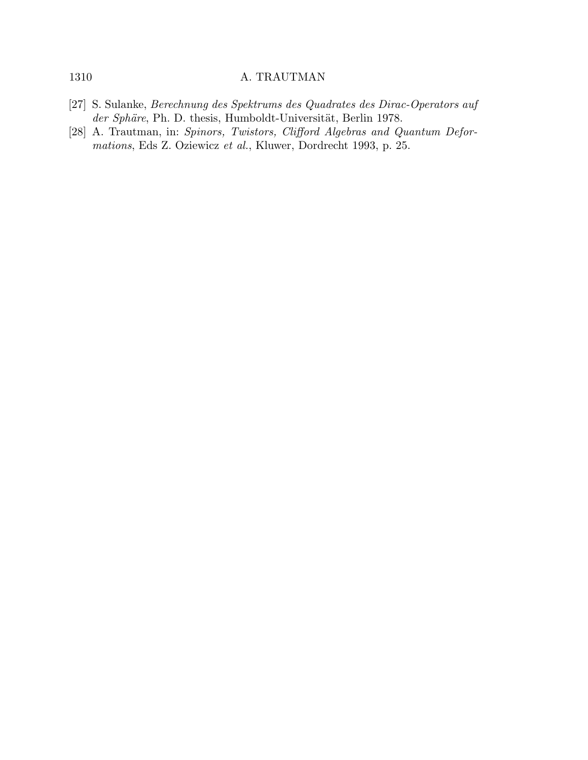[27] S. Sulanke, *Berechnung des Spektrums des Quadrates des Dirac-Operators auf der Sphäre*, Ph. D. thesis, Humboldt-Universität, Berlin 1978.

[28] A. Trautman, in: *Spinors, Twistors, Clifford Algebras and Quantum Deformations*, Eds Z. Oziewicz *et al.*, Kluwer, Dordrecht 1993, p. 25.